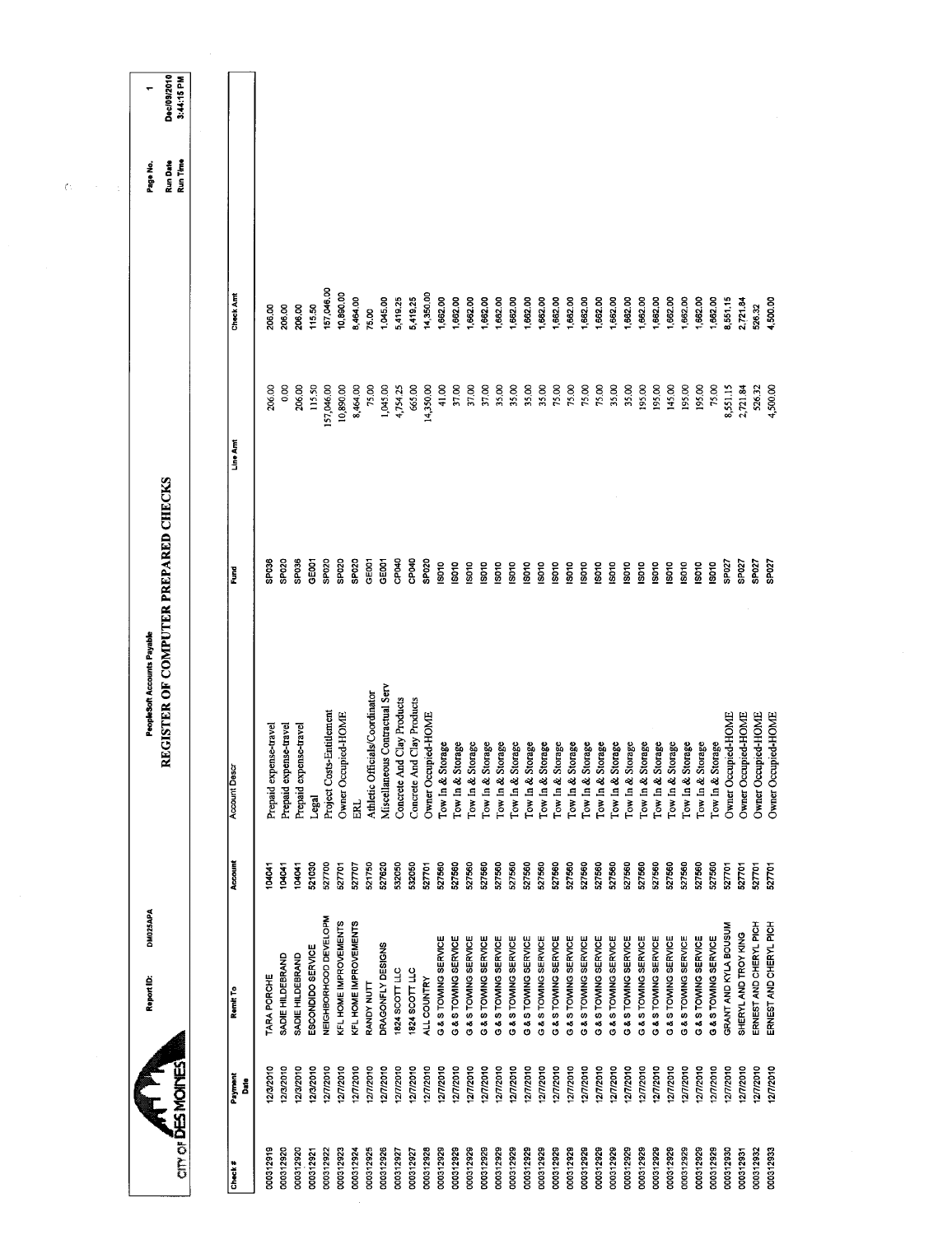CITY OF DES MOINES

Report ID: DM025APA

PeopleSoft Accounts Payable

# REGISTER OF COMPUTER PREPARED CHECKS

Page No. 1
Run Date Dec/09/2010
Run Time 3:44:15 PM

| Check # | Payment Date | Remit To | Account | Account Descr | Fund | Line Amt | Check Amt |
|---|---|---|---|---|---|---|---|
| 000312919 | 12/3/2010 | TARA PORCHE | 104041 | Prepaid expense-travel | SP036 | 206.00 | 206.00 |
| 000312920 | 12/3/2010 | SADIE HILDEBRAND | 104041 | Prepaid expense-travel | SP020 | 0.00 | 206.00 |
| 000312920 | 12/3/2010 | SADIE HILDEBRAND | 104041 | Prepaid expense-travel | SP036 | 206.00 | 206.00 |
| 000312921 | 12/3/2010 | ESCONDIDO SERVICE | 521030 | Legal | GE001 | 115.50 | 115.50 |
| 000312922 | 12/7/2010 | NEIGHBORHOOD DEVELOPM | 527700 | Project Costs-Entitlement | SP020 | 157,046.00 | 157,046.00 |
| 000312923 | 12/7/2010 | KFL HOME IMPROVEMENTS | 527701 | Owner Occupied-HOME | SP020 | 10,890.00 | 10,890.00 |
| 000312924 | 12/7/2010 | KFL HOME IMPROVEMENTS | 527707 | ERL | SP020 | 8,464.00 | 8,464.00 |
| 000312925 | 12/7/2010 | RANDY NUTT | 521750 | Athletic Officials/Coordinator | GE001 | 75.00 | 75.00 |
| 000312926 | 12/7/2010 | DRAGONFLY DESIGNS | 527620 | Miscellaneous Contractual Serv | GE001 | 1,045.00 | 1,045.00 |
| 000312927 | 12/7/2010 | 1824 SCOTT LLC | 532050 | Concrete And Clay Products | CP040 | 4,754.25 | 5,419.25 |
| 000312927 | 12/7/2010 | 1824 SCOTT LLC | 532050 | Concrete And Clay Products | CP040 | 665.00 | 5,419.25 |
| 000312928 | 12/7/2010 | ALL COUNTRY | 527701 | Owner Occupied-HOME | SP020 | 14,350.00 | 14,350.00 |
| 000312929 | 12/7/2010 | G & S TOWING SERVICE | 527560 | Tow In & Storage | IS010 | 41.00 | 1,662.00 |
| 000312929 | 12/7/2010 | G & S TOWING SERVICE | 527560 | Tow In & Storage | IS010 | 37.00 | 1,662.00 |
| 000312929 | 12/7/2010 | G & S TOWING SERVICE | 527560 | Tow In & Storage | IS010 | 37.00 | 1,662.00 |
| 000312929 | 12/7/2010 | G & S TOWING SERVICE | 527560 | Tow In & Storage | IS010 | 37.00 | 1,662.00 |
| 000312929 | 12/7/2010 | G & S TOWING SERVICE | 527560 | Tow In & Storage | IS010 | 35.00 | 1,662.00 |
| 000312929 | 12/7/2010 | G & S TOWING SERVICE | 527560 | Tow In & Storage | IS010 | 35.00 | 1,662.00 |
| 000312929 | 12/7/2010 | G & S TOWING SERVICE | 527560 | Tow In & Storage | IS010 | 35.00 | 1,662.00 |
| 000312929 | 12/7/2010 | G & S TOWING SERVICE | 527560 | Tow In & Storage | IS010 | 35.00 | 1,662.00 |
| 000312929 | 12/7/2010 | G & S TOWING SERVICE | 527560 | Tow In & Storage | IS010 | 75.00 | 1,662.00 |
| 000312929 | 12/7/2010 | G & S TOWING SERVICE | 527560 | Tow In & Storage | IS010 | 75.00 | 1,662.00 |
| 000312929 | 12/7/2010 | G & S TOWING SERVICE | 527560 | Tow In & Storage | IS010 | 75.00 | 1,662.00 |
| 000312929 | 12/7/2010 | G & S TOWING SERVICE | 527560 | Tow In & Storage | IS010 | 75.00 | 1,662.00 |
| 000312929 | 12/7/2010 | G & S TOWING SERVICE | 527560 | Tow In & Storage | IS010 | 35.00 | 1,662.00 |
| 000312929 | 12/7/2010 | G & S TOWING SERVICE | 527560 | Tow In & Storage | IS010 | 35.00 | 1,662.00 |
| 000312929 | 12/7/2010 | G & S TOWING SERVICE | 527560 | Tow In & Storage | IS010 | 195.00 | 1,662.00 |
| 000312929 | 12/7/2010 | G & S TOWING SERVICE | 527560 | Tow In & Storage | IS010 | 195.00 | 1,662.00 |
| 000312929 | 12/7/2010 | G & S TOWING SERVICE | 527560 | Tow In & Storage | IS010 | 145.00 | 1,662.00 |
| 000312929 | 12/7/2010 | G & S TOWING SERVICE | 527560 | Tow In & Storage | IS010 | 195.00 | 1,662.00 |
| 000312929 | 12/7/2010 | G & S TOWING SERVICE | 527560 | Tow In & Storage | IS010 | 195.00 | 1,662.00 |
| 000312929 | 12/7/2010 | G & S TOWING SERVICE | 527560 | Tow In & Storage | IS010 | 75.00 | 1,662.00 |
| 000312930 | 12/7/2010 | GRANT AND KYLA BOUSUM | 527701 | Owner Occupied-HOME | SP027 | 8,551.15 | 8,551.15 |
| 000312931 | 12/7/2010 | SHERYL AND TROY KING | 527701 | Owner Occupied-HOME | SP027 | 2,721.84 | 2,721.84 |
| 000312932 | 12/7/2010 | ERNEST AND CHERYL PICH | 527701 | Owner Occupied-HOME | SP027 | 526.32 | 526.32 |
| 000312933 | 12/7/2010 | ERNEST AND CHERYL PICH | 527701 | Owner Occupied-HOME | SP027 | 4,500.00 | 4,500.00 |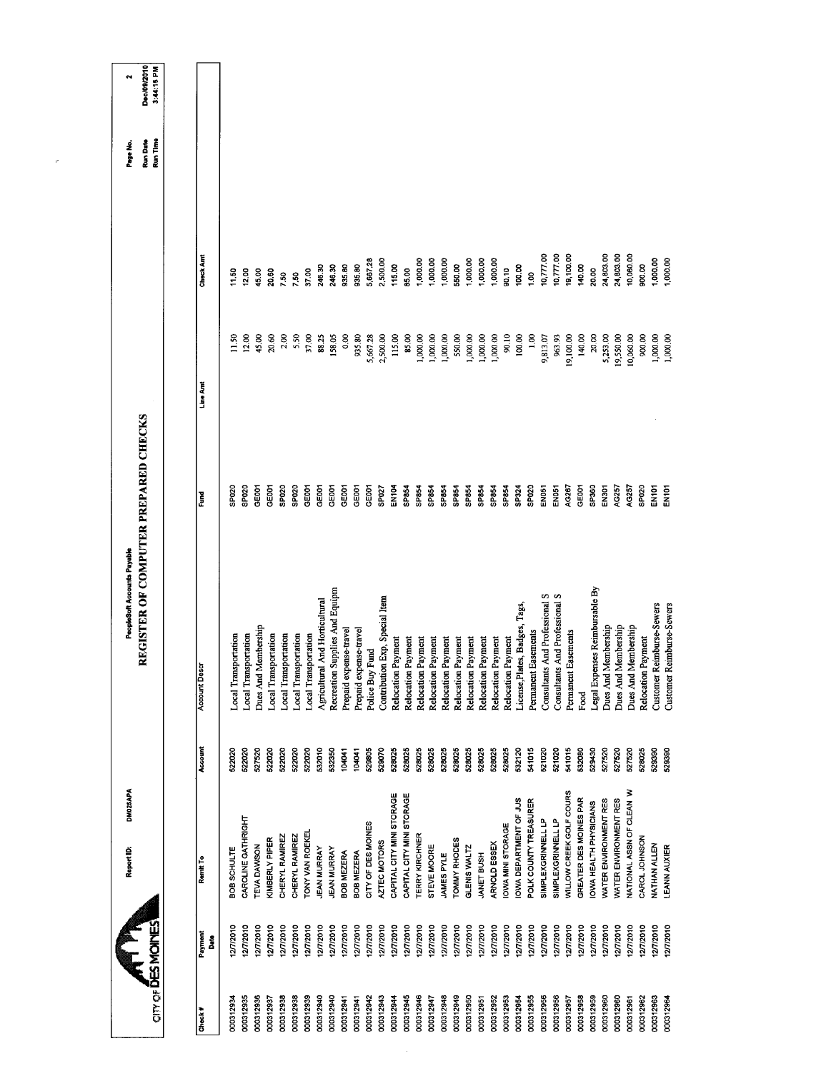CITY OF DES MOINES

Report ID: DM025APA

PeopleSoft Accounts Payable

# REGISTER OF COMPUTER PREPARED CHECKS

Page No. 2
Run Date Dec/09/2010
Run Time 3:44:15 PM

| Check # | Payment Date | Remit To | Account | Account Descr | Fund | Line Amt | Check Amt |
|---|---|---|---|---|---|---|---|
| 000312934 | 12/7/2010 | BOB SCHULTE | 522020 | Local Transportation | SP020 | 11.50 | 11.50 |
| 000312935 | 12/7/2010 | CAROLINE GATHRIGHT | 522020 | Local Transportation | SP020 | 12.00 | 12.00 |
| 000312936 | 12/7/2010 | TEVA DAWSON | 527520 | Dues And Membership | GE001 | 45.00 | 45.00 |
| 000312937 | 12/7/2010 | KIMBERLY PIPER | 522020 | Local Transportation | GE001 | 20.60 | 20.60 |
| 000312938 | 12/7/2010 | CHERYL RAMIREZ | 522020 | Local Transportation | SP020 | 2.00 | 7.50 |
| 000312938 | 12/7/2010 | CHERYL RAMIREZ | 522020 | Local Transportation | SP020 | 5.50 | 7.50 |
| 000312939 | 12/7/2010 | TONY VAN ROEKEL | 522020 | Local Transportation | GE001 | 37.00 | 37.00 |
| 000312940 | 12/7/2010 | JEAN MURRAY | 532010 | Agricultural And Horticultural | GE001 | 88.25 | 246.30 |
| 000312940 | 12/7/2010 | JEAN MURRAY | 532350 | Recreation Supplies And Equipm | GE001 | 158.05 | 246.30 |
| 000312941 | 12/7/2010 | BOB MEZERA | 104041 | Prepaid expense-travel | GE001 | 0.00 | 935.80 |
| 000312941 | 12/7/2010 | BOB MEZERA | 104041 | Prepaid expense-travel | GE001 | 935.80 | 935.80 |
| 000312942 | 12/7/2010 | CITY OF DES MOINES | 529805 | Police Buy Fund | GE001 | 5,667.28 | 5,667.28 |
| 000312943 | 12/7/2010 | AZTEC MOTORS | 529070 | Contribution Exp, Special Item | SP027 | 2,500.00 | 2,500.00 |
| 000312944 | 12/7/2010 | CAPITAL CITY MINI STORAGE | 528025 | Relocation Payment | EN104 | 115.00 | 115.00 |
| 000312945 | 12/7/2010 | CAPITAL CITY MINI STORAGE | 528025 | Relocation Payment | SP854 | 85.00 | 85.00 |
| 000312946 | 12/7/2010 | TERRY KIRCHNER | 528025 | Relocation Payment | SP854 | 1,000.00 | 1,000.00 |
| 000312947 | 12/7/2010 | STEVE MOORE | 528025 | Relocation Payment | SP854 | 1,000.00 | 1,000.00 |
| 000312948 | 12/7/2010 | JAMES PYLE | 528025 | Relocation Payment | SP854 | 1,000.00 | 1,000.00 |
| 000312949 | 12/7/2010 | TOMMY RHODES | 528025 | Relocation Payment | SP854 | 550.00 | 550.00 |
| 000312950 | 12/7/2010 | GLENIS WALTZ | 528025 | Relocation Payment | SP854 | 1,000.00 | 1,000.00 |
| 000312951 | 12/7/2010 | JANET BUSH | 528025 | Relocation Payment | SP854 | 1,000.00 | 1,000.00 |
| 000312952 | 12/7/2010 | ARNOLD ESSEX | 528025 | Relocation Payment | SP854 | 1,000.00 | 1,000.00 |
| 000312953 | 12/7/2010 | IOWA MINI STORAGE | 528025 | Relocation Payment | SP854 | 90.10 | 90.10 |
| 000312954 | 12/7/2010 | IOWA DEPARTMENT OF JUS | 532120 | License,Plates, Badges, Tags, | SP324 | 100.00 | 100.00 |
| 000312955 | 12/7/2010 | POLK COUNTY TREASURER | 541015 | Permanent Easements | SP020 | 1.00 | 1.00 |
| 000312956 | 12/7/2010 | SIMPLEXGRINNELL LP | 521020 | Consultants And Professional S | EN051 | 9,813.07 | 10,777.00 |
| 000312956 | 12/7/2010 | SIMPLEXGRINNELL LP | 521020 | Consultants And Professional S | EN051 | 963.93 | 10,777.00 |
| 000312957 | 12/7/2010 | WILLOW CREEK GOLF COURS | 541015 | Permanent Easements | AG267 | 19,100.00 | 19,100.00 |
| 000312958 | 12/7/2010 | GREATER DES MOINES PAR | 532080 | Food | GE001 | 140.00 | 140.00 |
| 000312959 | 12/7/2010 | IOWA HEALTH PHYSICIANS | 529430 | Legal Expenses Reimbursable By | SP360 | 20.00 | 20.00 |
| 000312960 | 12/7/2010 | WATER ENVIRONMENT RES | 527520 | Dues And Membership | EN301 | 5,253.00 | 24,803.00 |
| 000312960 | 12/7/2010 | WATER ENVIRONMENT RES | 527520 | Dues And Membership | AG257 | 19,550.00 | 24,803.00 |
| 000312961 | 12/7/2010 | NATIONAL ASSN OF CLEAN W | 527520 | Dues And Membership | AG257 | 10,060.00 | 10,060.00 |
| 000312962 | 12/7/2010 | CAROL JOHNSON | 528025 | Relocation Payment | SP020 | 900.00 | 900.00 |
| 000312963 | 12/7/2010 | NATHAN ALLEN | 529390 | Customer Reimburse-Sewers | EN101 | 1,000.00 | 1,000.00 |
| 000312964 | 12/7/2010 | LEANN AUXIER | 529390 | Customer Reimburse-Sewers | EN101 | 1,000.00 | 1,000.00 |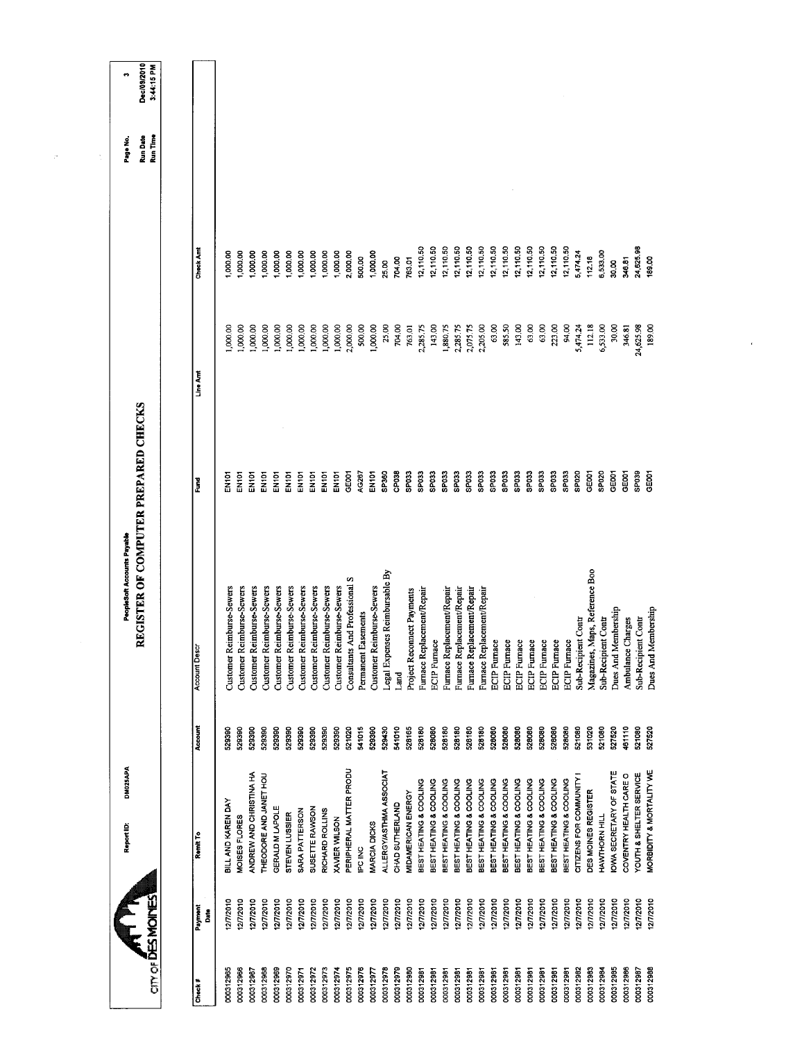CITY OF DES MOINES

Report ID: DM025APA

PeopleSoft Accounts Payable

# REGISTER OF COMPUTER PREPARED CHECKS

Run Date: Dec/09/2010
Run Time: 3:44:15 PM

| Check # | Payment Date | Remit To | Account | Account Descr | Fund | Line Amt | Check Amt |
|---|---|---|---|---|---|---|---|
| 000312965 | 12/7/2010 | BILL AND KAREN DAY | 529390 | Customer Reimburse-Sewers | EN101 | 1,000.00 | 1,000.00 |
| 000312966 | 12/7/2010 | MOISES FLORES | 529390 | Customer Reimburse-Sewers | EN101 | 1,000.00 | 1,000.00 |
| 000312967 | 12/7/2010 | ANDREW AND CHRISTINA HA | 529390 | Customer Reimburse-Sewers | EN101 | 1,000.00 | 1,000.00 |
| 000312968 | 12/7/2010 | THEODORE AND JANET HOU | 529390 | Customer Reimburse-Sewers | EN101 | 1,000.00 | 1,000.00 |
| 000312969 | 12/7/2010 | GERALD M LAPOLE | 529390 | Customer Reimburse-Sewers | EN101 | 1,000.00 | 1,000.00 |
| 000312970 | 12/7/2010 | STEVEN LUSSIER | 529390 | Customer Reimburse-Sewers | EN101 | 1,000.00 | 1,000.00 |
| 000312971 | 12/7/2010 | SARA PATTERSON | 529390 | Customer Reimburse-Sewers | EN101 | 1,000.00 | 1,000.00 |
| 000312972 | 12/7/2010 | SUSETTE RAWSON | 529390 | Customer Reimburse-Sewers | EN101 | 1,000.00 | 1,000.00 |
| 000312973 | 12/7/2010 | RICHARD ROLLINS | 529390 | Customer Reimburse-Sewers | EN101 | 1,000.00 | 1,000.00 |
| 000312974 | 12/7/2010 | XAVIER WILSON | 529390 | Customer Reimburse-Sewers | EN101 | 1,000.00 | 1,000.00 |
| 000312975 | 12/7/2010 | PERIPHERAL MATTER PRODU | 521020 | Consultants And Professional S | GE001 | 2,000.00 | 2,000.00 |
| 000312976 | 12/7/2010 | IPC INC | 541015 | Permanent Easements | AG267 | 500.00 | 500.00 |
| 000312977 | 12/7/2010 | MARCIA DICKS | 529390 | Customer Reimburse-Sewers | EN101 | 1,000.00 | 1,000.00 |
| 000312978 | 12/7/2010 | ALLERGY/ASTHMA ASSOCIAT | 529430 | Legal Expenses Reimbursable By | SP360 | 25.00 | 25.00 |
| 000312979 | 12/7/2010 | CHAD SUTHERLAND | 541010 | Land | CP038 | 704.00 | 704.00 |
| 000312980 | 12/7/2010 | MIDAMERICAN ENERGY | 528165 | Project Reconnect Payments | SP033 | 763.01 | 763.01 |
| 000312981 | 12/7/2010 | BEST HEATING & COOLING | 528180 | Furnace Replacement/Repair | SP033 | 2,285.75 | 12,110.50 |
| 000312981 | 12/7/2010 | BEST HEATING & COOLING | 528080 | ECIP Furnace | SP033 | 143.00 | 12,110.50 |
| 000312981 | 12/7/2010 | BEST HEATING & COOLING | 528180 | Furnace Replacement/Repair | SP033 | 1,880.75 | 12,110.50 |
| 000312981 | 12/7/2010 | BEST HEATING & COOLING | 528180 | Furnace Replacement/Repair | SP033 | 2,285.75 | 12,110.50 |
| 000312981 | 12/7/2010 | BEST HEATING & COOLING | 528180 | Furnace Replacement/Repair | SP033 | 2,075.75 | 12,110.50 |
| 000312981 | 12/7/2010 | BEST HEATING & COOLING | 528180 | Furnace Replacement/Repair | SP033 | 2,205.00 | 12,110.50 |
| 000312981 | 12/7/2010 | BEST HEATING & COOLING | 528080 | ECIP Furnace | SP033 | 63.00 | 12,110.50 |
| 000312981 | 12/7/2010 | BEST HEATING & COOLING | 528080 | ECIP Furnace | SP033 | 585.50 | 12,110.50 |
| 000312981 | 12/7/2010 | BEST HEATING & COOLING | 528080 | ECIP Furnace | SP033 | 143.00 | 12,110.50 |
| 000312981 | 12/7/2010 | BEST HEATING & COOLING | 528080 | ECIP Furnace | SP033 | 63.00 | 12,110.50 |
| 000312981 | 12/7/2010 | BEST HEATING & COOLING | 528080 | ECIP Furnace | SP033 | 63.00 | 12,110.50 |
| 000312981 | 12/7/2010 | BEST HEATING & COOLING | 528080 | ECIP Furnace | SP033 | 223.00 | 12,110.50 |
| 000312981 | 12/7/2010 | BEST HEATING & COOLING | 528080 | ECIP Furnace | SP033 | 94.00 | 12,110.50 |
| 000312982 | 12/7/2010 | CITIZENS FOR COMMUNITY I | 521080 | Sub-Recipient Contr | SP020 | 5,474.24 | 5,474.24 |
| 000312983 | 12/7/2010 | DES MOINES REGISTER | 531020 | Magazines, Maps, Reference Boo | GE001 | 112.18 | 112.18 |
| 000312984 | 12/7/2010 | HAWTHORN HILL | 521080 | Sub-Recipient Contr | SP020 | 6,533.00 | 6,533.00 |
| 000312985 | 12/7/2010 | IOWA SECRETARY OF STATE | 527520 | Dues And Membership | GE001 | 30.00 | 30.00 |
| 000312986 | 12/7/2010 | COVENTRY HEALTH CARE O | 461110 | Ambulance Charges | GE001 | 346.81 | 346.81 |
| 000312987 | 12/7/2010 | YOUTH & SHELTER SERVICE | 521080 | Sub-Recipient Contr | SP039 | 24,625.98 | 24,625.98 |
| 000312988 | 12/7/2010 | MORBIDITY & MORTALITY WE | 527520 | Dues And Membership | GE001 | 189.00 | 189.00 |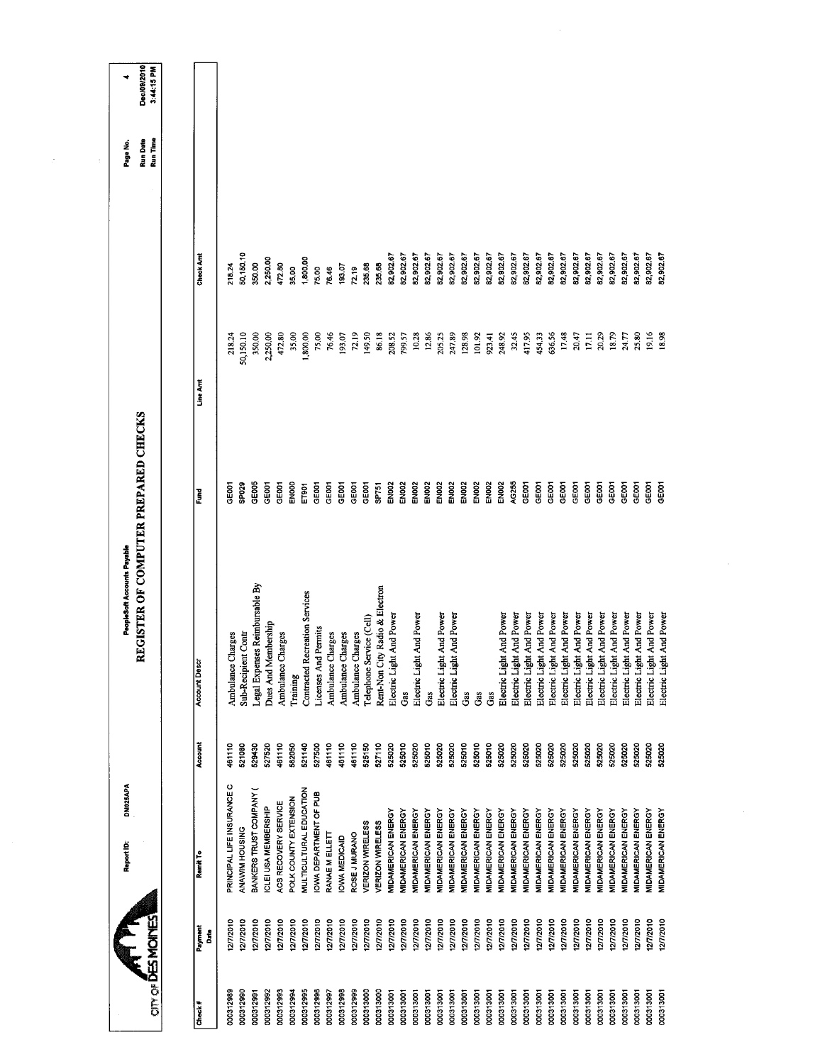# REGISTER OF COMPUTER PREPARED CHECKS

PeopleSoft Accounts Payable

Report ID: DM025APA

CITY OF DES MOINES

Run Date: Dec/09/2010
Run Time: 3:44:15 PM

| Check # | Payment Date | Remit To | Account | Account Descr | Fund | Line Amt | Check Amt |
|---|---|---|---|---|---|---|---|
| 000312989 | 12/7/2010 | PRINCIPAL LIFE INSURANCE C | 461110 | Ambulance Charges | GE001 | 218.24 | 218.24 |
| 000312990 | 12/7/2010 | ANAWIM HOUSING | 521080 | Sub-Recipient Contr | SP029 | 50,150.10 | 50,150.10 |
| 000312991 | 12/7/2010 | BANKERS TRUST COMPANY ( | 529430 | Legal Expenses Reimbursable By | GE005 | 350.00 | 350.00 |
| 000312992 | 12/7/2010 | ICLEI USA MEMBERSHIP | 527520 | Dues And Membership | GE001 | 2,250.00 | 2,250.00 |
| 000312993 | 12/7/2010 | ACS RECOVERY SERVICE | 461110 | Ambulance Charges | GE001 | 472.80 | 472.80 |
| 000312994 | 12/7/2010 | POLK COUNTY EXTENSION | 562050 | Training | EN000 | 35.00 | 35.00 |
| 000312995 | 12/7/2010 | MULTICULTURAL EDUCATION | 521140 | Contracted Recreation Services | ET901 | 1,800.00 | 1,800.00 |
| 000312996 | 12/7/2010 | IOWA DEPARTMENT OF PUB | 527500 | Licenses And Permits | GE001 | 75.00 | 75.00 |
| 000312997 | 12/7/2010 | RANAE M ELLETT | 461110 | Ambulance Charges | GE001 | 76.46 | 76.46 |
| 000312998 | 12/7/2010 | IOWA MEDICAID | 461110 | Ambulance Charges | GE001 | 193.07 | 193.07 |
| 000312999 | 12/7/2010 | ROSE J MURANO | 461110 | Ambulance Charges | GE001 | 72.19 | 72.19 |
| 000313000 | 12/7/2010 | VERIZON WIRELESS | 525150 | Telephone Service (Cell) | GE001 | 149.50 | 235.68 |
| 000313000 | 12/7/2010 | VERIZON WIRELESS | 527110 | Rent-Non City Radio & Electron | SP751 | 86.18 | 235.68 |
| 000313001 | 12/7/2010 | MIDAMERICAN ENERGY | 525020 | Electric Light And Power | EN002 | 208.52 | 82,902.67 |
| 000313001 | 12/7/2010 | MIDAMERICAN ENERGY | 525010 | Gas | EN002 | 799.57 | 82,902.67 |
| 000313001 | 12/7/2010 | MIDAMERICAN ENERGY | 525020 | Electric Light And Power | EN002 | 10.28 | 82,902.67 |
| 000313001 | 12/7/2010 | MIDAMERICAN ENERGY | 525010 | Gas | EN002 | 12.86 | 82,902.67 |
| 000313001 | 12/7/2010 | MIDAMERICAN ENERGY | 525020 | Electric Light And Power | EN002 | 205.25 | 82,902.67 |
| 000313001 | 12/7/2010 | MIDAMERICAN ENERGY | 525020 | Electric Light And Power | EN002 | 247.89 | 82,902.67 |
| 000313001 | 12/7/2010 | MIDAMERICAN ENERGY | 525010 | Gas | EN002 | 128.98 | 82,902.67 |
| 000313001 | 12/7/2010 | MIDAMERICAN ENERGY | 525010 | Gas | EN002 | 101.92 | 82,902.67 |
| 000313001 | 12/7/2010 | MIDAMERICAN ENERGY | 525010 | Gas | EN002 | 923.41 | 82,902.67 |
| 000313001 | 12/7/2010 | MIDAMERICAN ENERGY | 525020 | Electric Light And Power | EN002 | 248.92 | 82,902.67 |
| 000313001 | 12/7/2010 | MIDAMERICAN ENERGY | 525020 | Electric Light And Power | AG255 | 32.45 | 82,902.67 |
| 000313001 | 12/7/2010 | MIDAMERICAN ENERGY | 525020 | Electric Light And Power | GE001 | 417.95 | 82,902.67 |
| 000313001 | 12/7/2010 | MIDAMERICAN ENERGY | 525020 | Electric Light And Power | GE001 | 454.33 | 82,902.67 |
| 000313001 | 12/7/2010 | MIDAMERICAN ENERGY | 525020 | Electric Light And Power | GE001 | 636.56 | 82,902.67 |
| 000313001 | 12/7/2010 | MIDAMERICAN ENERGY | 525020 | Electric Light And Power | GE001 | 17.48 | 82,902.67 |
| 000313001 | 12/7/2010 | MIDAMERICAN ENERGY | 525020 | Electric Light And Power | GE001 | 20.47 | 82,902.67 |
| 000313001 | 12/7/2010 | MIDAMERICAN ENERGY | 525020 | Electric Light And Power | GE001 | 17.11 | 82,902.67 |
| 000313001 | 12/7/2010 | MIDAMERICAN ENERGY | 525020 | Electric Light And Power | GE001 | 20.29 | 82,902.67 |
| 000313001 | 12/7/2010 | MIDAMERICAN ENERGY | 525020 | Electric Light And Power | GE001 | 18.79 | 82,902.67 |
| 000313001 | 12/7/2010 | MIDAMERICAN ENERGY | 525020 | Electric Light And Power | GE001 | 24.77 | 82,902.67 |
| 000313001 | 12/7/2010 | MIDAMERICAN ENERGY | 525020 | Electric Light And Power | GE001 | 25.80 | 82,902.67 |
| 000313001 | 12/7/2010 | MIDAMERICAN ENERGY | 525020 | Electric Light And Power | GE001 | 19.16 | 82,902.67 |
| 000313001 | 12/7/2010 | MIDAMERICAN ENERGY | 525020 | Electric Light And Power | GE001 | 18.98 | 82,902.67 |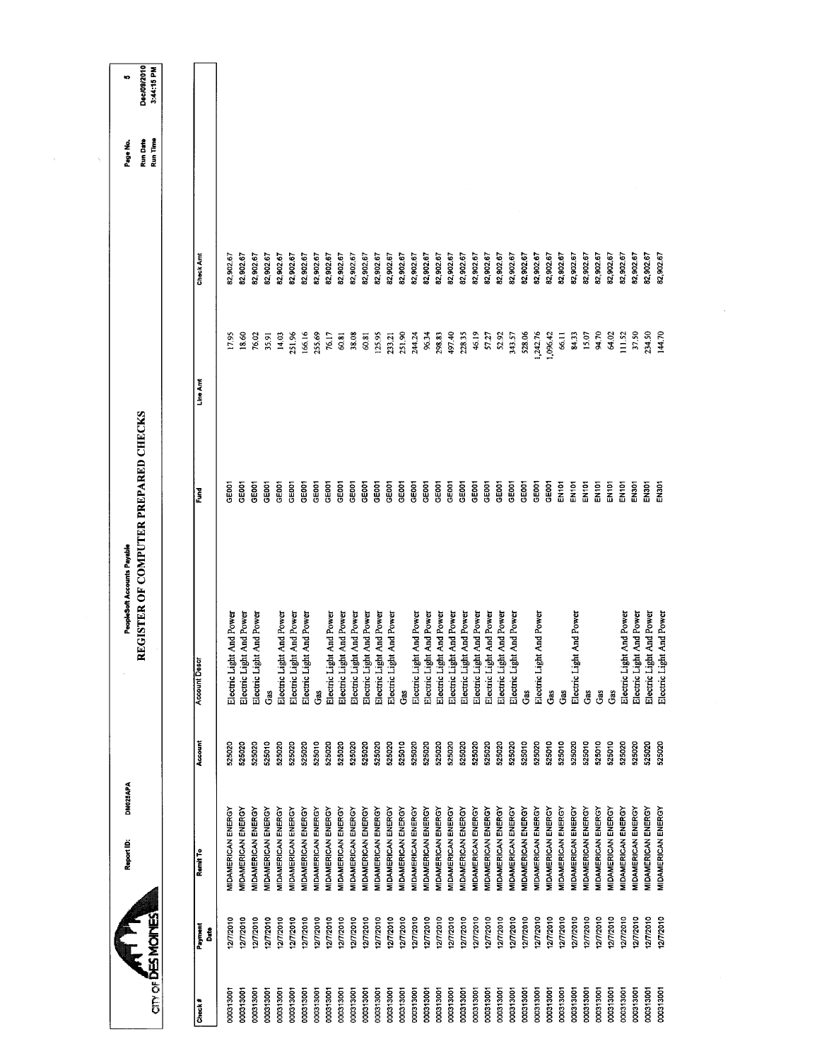CITY OF DES MOINES

Report ID: DM025APA

PeopleSoft Accounts Payable

# REGISTER OF COMPUTER PREPARED CHECKS

Run Date: Dec/09/2010
Run Time: 3:44:15 PM

| Check # | Payment Date | Remit To | Account | Account Descr | Fund | Line Amt | Check Amt |
|---|---|---|---|---|---|---|---|
| 000313001 | 12/7/2010 | MIDAMERICAN ENERGY | 525020 | Electric Light And Power | GE001 | 17.95 | 82,902.67 |
| 000313001 | 12/7/2010 | MIDAMERICAN ENERGY | 525020 | Electric Light And Power | GE001 | 18.60 | 82,902.67 |
| 000313001 | 12/7/2010 | MIDAMERICAN ENERGY | 525020 | Electric Light And Power | GE001 | 76.02 | 82,902.67 |
| 000313001 | 12/7/2010 | MIDAMERICAN ENERGY | 525010 | Gas | GE001 | 35.91 | 82,902.67 |
| 000313001 | 12/7/2010 | MIDAMERICAN ENERGY | 525020 | Electric Light And Power | GE001 | 14.03 | 82,902.67 |
| 000313001 | 12/7/2010 | MIDAMERICAN ENERGY | 525020 | Electric Light And Power | GE001 | 251.96 | 82,902.67 |
| 000313001 | 12/7/2010 | MIDAMERICAN ENERGY | 525020 | Electric Light And Power | GE001 | 166.16 | 82,902.67 |
| 000313001 | 12/7/2010 | MIDAMERICAN ENERGY | 525010 | Gas | GE001 | 255.69 | 82,902.67 |
| 000313001 | 12/7/2010 | MIDAMERICAN ENERGY | 525020 | Electric Light And Power | GE001 | 76.17 | 82,902.67 |
| 000313001 | 12/7/2010 | MIDAMERICAN ENERGY | 525020 | Electric Light And Power | GE001 | 60.81 | 82,902.67 |
| 000313001 | 12/7/2010 | MIDAMERICAN ENERGY | 525020 | Electric Light And Power | GE001 | 38.08 | 82,902.67 |
| 000313001 | 12/7/2010 | MIDAMERICAN ENERGY | 525020 | Electric Light And Power | GE001 | 60.81 | 82,902.67 |
| 000313001 | 12/7/2010 | MIDAMERICAN ENERGY | 525020 | Electric Light And Power | GE001 | 125.95 | 82,902.67 |
| 000313001 | 12/7/2010 | MIDAMERICAN ENERGY | 525020 | Electric Light And Power | GE001 | 233.21 | 82,902.67 |
| 000313001 | 12/7/2010 | MIDAMERICAN ENERGY | 525010 | Gas | GE001 | 251.90 | 82,902.67 |
| 000313001 | 12/7/2010 | MIDAMERICAN ENERGY | 525020 | Electric Light And Power | GE001 | 244.24 | 82,902.67 |
| 000313001 | 12/7/2010 | MIDAMERICAN ENERGY | 525020 | Electric Light And Power | GE001 | 96.34 | 82,902.67 |
| 000313001 | 12/7/2010 | MIDAMERICAN ENERGY | 525020 | Electric Light And Power | GE001 | 298.83 | 82,902.67 |
| 000313001 | 12/7/2010 | MIDAMERICAN ENERGY | 525020 | Electric Light And Power | GE001 | 497.40 | 82,902.67 |
| 000313001 | 12/7/2010 | MIDAMERICAN ENERGY | 525020 | Electric Light And Power | GE001 | 228.35 | 82,902.67 |
| 000313001 | 12/7/2010 | MIDAMERICAN ENERGY | 525020 | Electric Light And Power | GE001 | 46.19 | 82,902.67 |
| 000313001 | 12/7/2010 | MIDAMERICAN ENERGY | 525020 | Electric Light And Power | GE001 | 57.27 | 82,902.67 |
| 000313001 | 12/7/2010 | MIDAMERICAN ENERGY | 525020 | Electric Light And Power | GE001 | 52.92 | 82,902.67 |
| 000313001 | 12/7/2010 | MIDAMERICAN ENERGY | 525020 | Electric Light And Power | GE001 | 343.57 | 82,902.67 |
| 000313001 | 12/7/2010 | MIDAMERICAN ENERGY | 525010 | Gas | GE001 | 528.06 | 82,902.67 |
| 000313001 | 12/7/2010 | MIDAMERICAN ENERGY | 525020 | Electric Light And Power | GE001 | 1,242.76 | 82,902.67 |
| 000313001 | 12/7/2010 | MIDAMERICAN ENERGY | 525010 | Gas | GE001 | 1,096.42 | 82,902.67 |
| 000313001 | 12/7/2010 | MIDAMERICAN ENERGY | 525010 | Gas | EN101 | 66.11 | 82,902.67 |
| 000313001 | 12/7/2010 | MIDAMERICAN ENERGY | 525020 | Electric Light And Power | EN101 | 84.33 | 82,902.67 |
| 000313001 | 12/7/2010 | MIDAMERICAN ENERGY | 525010 | Gas | EN101 | 15.07 | 82,902.67 |
| 000313001 | 12/7/2010 | MIDAMERICAN ENERGY | 525010 | Gas | EN101 | 94.70 | 82,902.67 |
| 000313001 | 12/7/2010 | MIDAMERICAN ENERGY | 525010 | Gas | EN101 | 64.02 | 82,902.67 |
| 000313001 | 12/7/2010 | MIDAMERICAN ENERGY | 525020 | Electric Light And Power | EN101 | 111.52 | 82,902.67 |
| 000313001 | 12/7/2010 | MIDAMERICAN ENERGY | 525020 | Electric Light And Power | EN301 | 37.50 | 82,902.67 |
| 000313001 | 12/7/2010 | MIDAMERICAN ENERGY | 525020 | Electric Light And Power | EN301 | 234.50 | 82,902.67 |
| 000313001 | 12/7/2010 | MIDAMERICAN ENERGY | 525020 | Electric Light And Power | EN301 | 144.70 | 82,902.67 |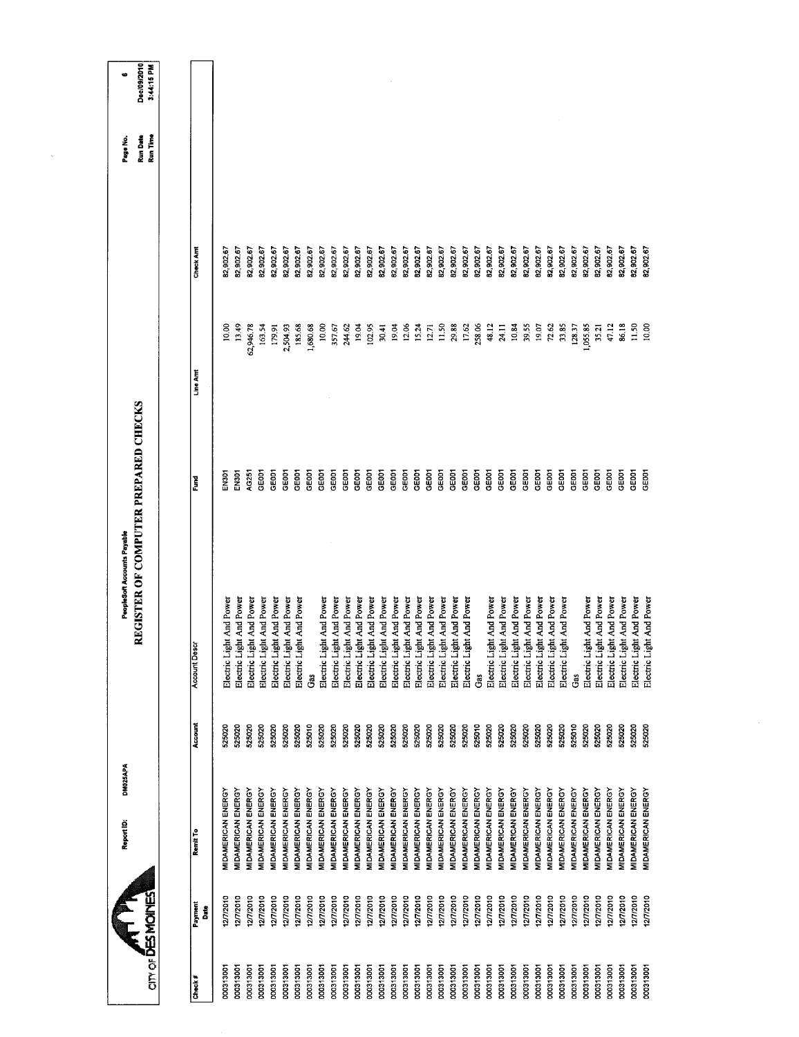# REGISTER OF COMPUTER PREPARED CHECKS

PeopleSoft Accounts Payable

CITY OF DES MOINES

Report ID: DM025APA

Page No. 6
Run Date Dec/09/2010
Run Time 3:44:15 PM

| Check # | Payment Date | Remit To | Account | Account Descr | Fund | Line Amt | Check Amt |
|---|---|---|---|---|---|---|---|
| 000313001 | 12/7/2010 | MIDAMERICAN ENERGY | 525020 | Electric Light And Power | EN301 | 10.00 | 82,902.67 |
| 000313001 | 12/7/2010 | MIDAMERICAN ENERGY | 525020 | Electric Light And Power | EN301 | 13.49 | 82,902.67 |
| 000313001 | 12/7/2010 | MIDAMERICAN ENERGY | 525020 | Electric Light And Power | AG251 | 62,946.78 | 82,902.67 |
| 000313001 | 12/7/2010 | MIDAMERICAN ENERGY | 525020 | Electric Light And Power | GE001 | 163.54 | 82,902.67 |
| 000313001 | 12/7/2010 | MIDAMERICAN ENERGY | 525020 | Electric Light And Power | GE001 | 179.91 | 82,902.67 |
| 000313001 | 12/7/2010 | MIDAMERICAN ENERGY | 525020 | Electric Light And Power | GE001 | 2,504.93 | 82,902.67 |
| 000313001 | 12/7/2010 | MIDAMERICAN ENERGY | 525020 | Electric Light And Power | GE001 | 185.68 | 82,902.67 |
| 000313001 | 12/7/2010 | MIDAMERICAN ENERGY | 525010 | Gas | GE001 | 1,680.68 | 82,902.67 |
| 000313001 | 12/7/2010 | MIDAMERICAN ENERGY | 525020 | Electric Light And Power | GE001 | 10.00 | 82,902.67 |
| 000313001 | 12/7/2010 | MIDAMERICAN ENERGY | 525020 | Electric Light And Power | GE001 | 357.67 | 82,902.67 |
| 000313001 | 12/7/2010 | MIDAMERICAN ENERGY | 525020 | Electric Light And Power | GE001 | 244.62 | 82,902.67 |
| 000313001 | 12/7/2010 | MIDAMERICAN ENERGY | 525020 | Electric Light And Power | GE001 | 19.04 | 82,902.67 |
| 000313001 | 12/7/2010 | MIDAMERICAN ENERGY | 525020 | Electric Light And Power | GE001 | 102.95 | 82,902.67 |
| 000313001 | 12/7/2010 | MIDAMERICAN ENERGY | 525020 | Electric Light And Power | GE001 | 30.41 | 82,902.67 |
| 000313001 | 12/7/2010 | MIDAMERICAN ENERGY | 525020 | Electric Light And Power | GE001 | 19.04 | 82,902.67 |
| 000313001 | 12/7/2010 | MIDAMERICAN ENERGY | 525020 | Electric Light And Power | GE001 | 12.06 | 82,902.67 |
| 000313001 | 12/7/2010 | MIDAMERICAN ENERGY | 525020 | Electric Light And Power | GE001 | 15.24 | 82,902.67 |
| 000313001 | 12/7/2010 | MIDAMERICAN ENERGY | 525020 | Electric Light And Power | GE001 | 12.71 | 82,902.67 |
| 000313001 | 12/7/2010 | MIDAMERICAN ENERGY | 525020 | Electric Light And Power | GE001 | 11.50 | 82,902.67 |
| 000313001 | 12/7/2010 | MIDAMERICAN ENERGY | 525020 | Electric Light And Power | GE001 | 29.88 | 82,902.67 |
| 000313001 | 12/7/2010 | MIDAMERICAN ENERGY | 525020 | Electric Light And Power | GE001 | 17.62 | 82,902.67 |
| 000313001 | 12/7/2010 | MIDAMERICAN ENERGY | 525010 | Gas | GE001 | 258.06 | 82,902.67 |
| 000313001 | 12/7/2010 | MIDAMERICAN ENERGY | 525020 | Electric Light And Power | GE001 | 48.12 | 82,902.67 |
| 000313001 | 12/7/2010 | MIDAMERICAN ENERGY | 525020 | Electric Light And Power | GE001 | 24.11 | 82,902.67 |
| 000313001 | 12/7/2010 | MIDAMERICAN ENERGY | 525020 | Electric Light And Power | GE001 | 10.84 | 82,902.67 |
| 000313001 | 12/7/2010 | MIDAMERICAN ENERGY | 525020 | Electric Light And Power | GE001 | 39.55 | 82,902.67 |
| 000313001 | 12/7/2010 | MIDAMERICAN ENERGY | 525020 | Electric Light And Power | GE001 | 19.07 | 82,902.67 |
| 000313001 | 12/7/2010 | MIDAMERICAN ENERGY | 525020 | Electric Light And Power | GE001 | 72.62 | 82,902.67 |
| 000313001 | 12/7/2010 | MIDAMERICAN ENERGY | 525020 | Electric Light And Power | GE001 | 33.85 | 82,902.67 |
| 000313001 | 12/7/2010 | MIDAMERICAN ENERGY | 525010 | Gas | GE001 | 128.37 | 82,902.67 |
| 000313001 | 12/7/2010 | MIDAMERICAN ENERGY | 525020 | Electric Light And Power | GE001 | 1,055.85 | 82,902.67 |
| 000313001 | 12/7/2010 | MIDAMERICAN ENERGY | 525020 | Electric Light And Power | GE001 | 35.21 | 82,902.67 |
| 000313001 | 12/7/2010 | MIDAMERICAN ENERGY | 525020 | Electric Light And Power | GE001 | 47.12 | 82,902.67 |
| 000313001 | 12/7/2010 | MIDAMERICAN ENERGY | 525020 | Electric Light And Power | GE001 | 86.18 | 82,902.67 |
| 000313001 | 12/7/2010 | MIDAMERICAN ENERGY | 525020 | Electric Light And Power | GE001 | 11.50 | 82,902.67 |
| 000313001 | 12/7/2010 | MIDAMERICAN ENERGY | 525020 | Electric Light And Power | GE001 | 10.00 | 82,902.67 |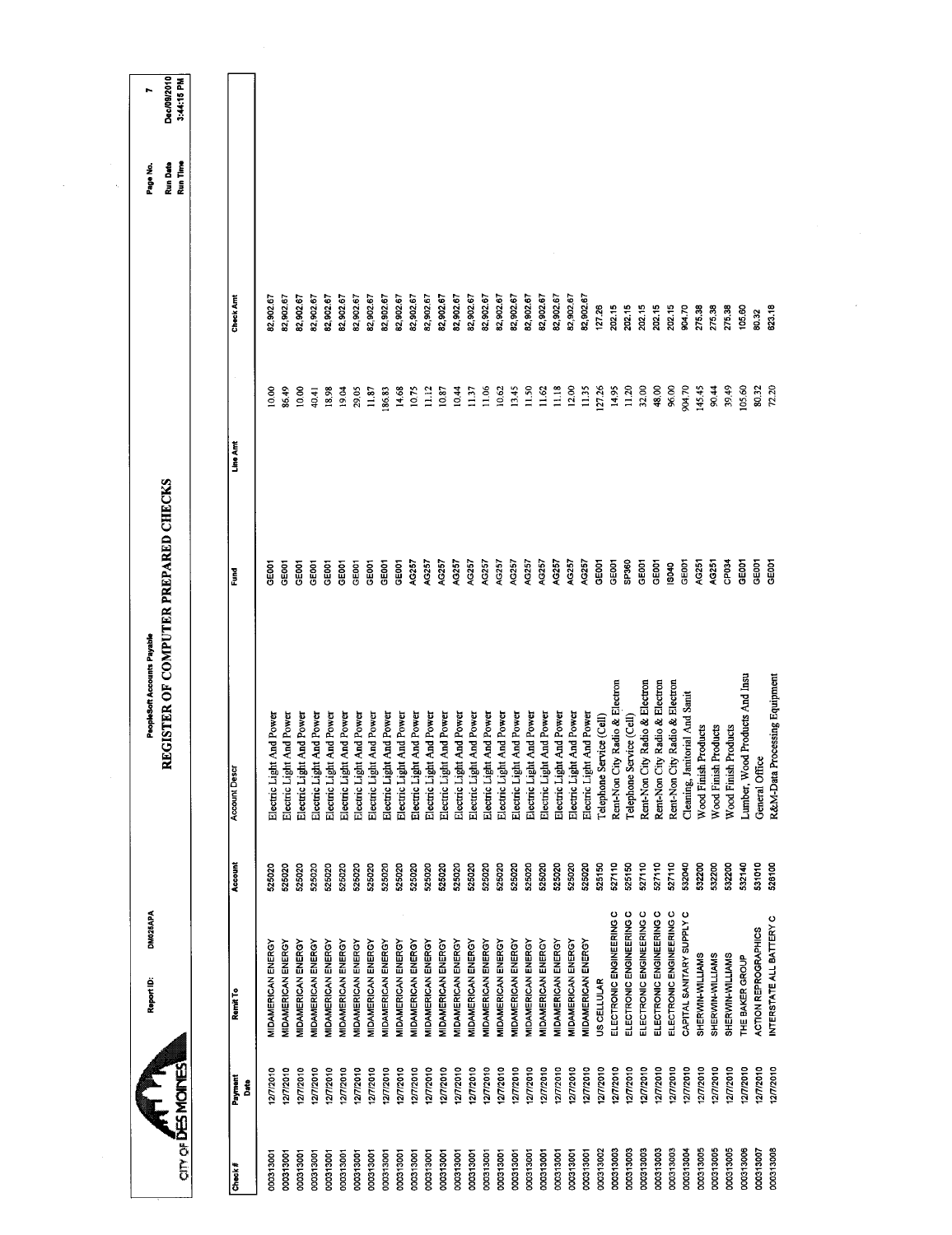# REGISTER OF COMPUTER PREPARED CHECKS

PeopleSoft Accounts Payable

Report ID: DM025APA

CITY OF DES MOINES

Page No. 7
Run Date Dec/08/2010
Run Time 3:44:15 PM

| Check # | Payment Date | Remit To | Account | Account Descr | Fund | Line Amt | Check Amt |
|---|---|---|---|---|---|---|---|
| 000313001 | 12/7/2010 | MIDAMERICAN ENERGY | 525020 | Electric Light And Power | GE001 | 10.00 | 82,902.67 |
| 000313001 | 12/7/2010 | MIDAMERICAN ENERGY | 525020 | Electric Light And Power | GE001 | 86.49 | 82,902.67 |
| 000313001 | 12/7/2010 | MIDAMERICAN ENERGY | 525020 | Electric Light And Power | GE001 | 10.00 | 82,902.67 |
| 000313001 | 12/7/2010 | MIDAMERICAN ENERGY | 525020 | Electric Light And Power | GE001 | 40.41 | 82,902.67 |
| 000313001 | 12/7/2010 | MIDAMERICAN ENERGY | 525020 | Electric Light And Power | GE001 | 18.98 | 82,902.67 |
| 000313001 | 12/7/2010 | MIDAMERICAN ENERGY | 525020 | Electric Light And Power | GE001 | 19.04 | 82,902.67 |
| 000313001 | 12/7/2010 | MIDAMERICAN ENERGY | 525020 | Electric Light And Power | GE001 | 29.05 | 82,902.67 |
| 000313001 | 12/7/2010 | MIDAMERICAN ENERGY | 525020 | Electric Light And Power | GE001 | 11.87 | 82,902.67 |
| 000313001 | 12/7/2010 | MIDAMERICAN ENERGY | 525020 | Electric Light And Power | GE001 | 186.83 | 82,902.67 |
| 000313001 | 12/7/2010 | MIDAMERICAN ENERGY | 525020 | Electric Light And Power | GE001 | 14.68 | 82,902.67 |
| 000313001 | 12/7/2010 | MIDAMERICAN ENERGY | 525020 | Electric Light And Power | AG257 | 10.75 | 82,902.67 |
| 000313001 | 12/7/2010 | MIDAMERICAN ENERGY | 525020 | Electric Light And Power | AG257 | 11.12 | 82,902.67 |
| 000313001 | 12/7/2010 | MIDAMERICAN ENERGY | 525020 | Electric Light And Power | AG257 | 10.87 | 82,902.67 |
| 000313001 | 12/7/2010 | MIDAMERICAN ENERGY | 525020 | Electric Light And Power | AG257 | 10.44 | 82,902.67 |
| 000313001 | 12/7/2010 | MIDAMERICAN ENERGY | 525020 | Electric Light And Power | AG257 | 11.37 | 82,902.67 |
| 000313001 | 12/7/2010 | MIDAMERICAN ENERGY | 525020 | Electric Light And Power | AG257 | 11.06 | 82,902.67 |
| 000313001 | 12/7/2010 | MIDAMERICAN ENERGY | 525020 | Electric Light And Power | AG257 | 10.62 | 82,902.67 |
| 000313001 | 12/7/2010 | MIDAMERICAN ENERGY | 525020 | Electric Light And Power | AG257 | 13.45 | 82,902.67 |
| 000313001 | 12/7/2010 | MIDAMERICAN ENERGY | 525020 | Electric Light And Power | AG257 | 11.50 | 82,902.67 |
| 000313001 | 12/7/2010 | MIDAMERICAN ENERGY | 525020 | Electric Light And Power | AG257 | 11.62 | 82,902.67 |
| 000313001 | 12/7/2010 | MIDAMERICAN ENERGY | 525020 | Electric Light And Power | AG257 | 11.18 | 82,902.67 |
| 000313001 | 12/7/2010 | MIDAMERICAN ENERGY | 525020 | Electric Light And Power | AG257 | 12.00 | 82,902.67 |
| 000313001 | 12/7/2010 | MIDAMERICAN ENERGY | 525020 | Electric Light And Power | AG257 | 11.35 | 82,902.67 |
| 000313002 | 12/7/2010 | US CELLULAR | 525150 | Telephone Service (Cell) | GE001 | 127.26 | 127.26 |
| 000313003 | 12/7/2010 | ELECTRONIC ENGINEERING C | 527110 | Rent-Non City Radio & Electron | GE001 | 14.95 | 202.15 |
| 000313003 | 12/7/2010 | ELECTRONIC ENGINEERING C | 525150 | Telephone Service (Cell) | SP360 | 11.20 | 202.15 |
| 000313003 | 12/7/2010 | ELECTRONIC ENGINEERING C | 527110 | Rent-Non City Radio & Electron | GE001 | 32.00 | 202.15 |
| 000313003 | 12/7/2010 | ELECTRONIC ENGINEERING C | 527110 | Rent-Non City Radio & Electron | GE001 | 48.00 | 202.15 |
| 000313003 | 12/7/2010 | ELECTRONIC ENGINEERING C | 527110 | Rent-Non City Radio & Electron | IS040 | 96.00 | 202.15 |
| 000313004 | 12/7/2010 | CAPITAL SANITARY SUPPLY C | 532040 | Cleaning, Janitorial And Sanit | GE001 | 904.70 | 904.70 |
| 000313005 | 12/7/2010 | SHERWIN-WILLIAMS | 532200 | Wood Finish Products | AG251 | 145.45 | 275.38 |
| 000313005 | 12/7/2010 | SHERWIN-WILLIAMS | 532200 | Wood Finish Products | AG251 | 90.44 | 275.38 |
| 000313005 | 12/7/2010 | SHERWIN-WILLIAMS | 532200 | Wood Finish Products | CP034 | 39.49 | 275.38 |
| 000313006 | 12/7/2010 | THE BAKER GROUP | 532140 | Lumber, Wood Products And Insu | GE001 | 105.60 | 105.60 |
| 000313007 | 12/7/2010 | ACTION REPROGRAPHICS | 531010 | General Office | GE001 | 80.32 | 80.32 |
| 000313008 | 12/7/2010 | INTERSTATE ALL BATTERY C | 528100 | R&M-Data Processing Equipment | GE001 | 72.20 | 623.18 |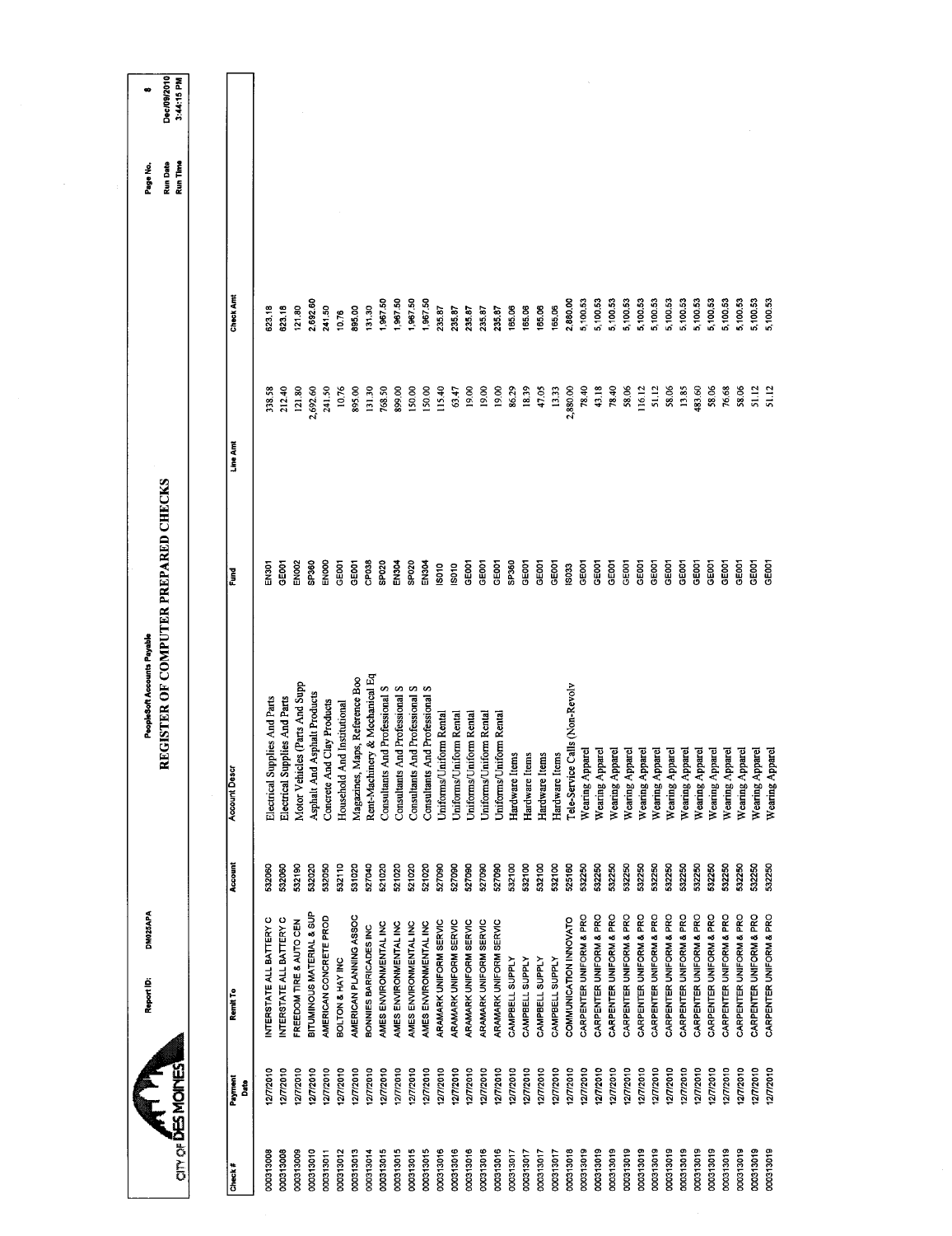# REGISTER OF COMPUTER PREPARED CHECKS

PeopleSoft Accounts Payable

Report ID: DM025APA

Run Date: Dec/09/2010
Run Time: 3:44:15 PM

| Check # | Payment Date | Remit To | Account | Account Descr | Fund | Line Amt | Check Amt |
|---|---|---|---|---|---|---|---|
| 000313008 | 12/7/2010 | INTERSTATE ALL BATTERY C | 532060 | Electrical Supplies And Parts | EN301 | 338.58 | 623.18 |
| 000313008 | 12/7/2010 | INTERSTATE ALL BATTERY C | 532060 | Electrical Supplies And Parts | GE001 | 212.40 | 623.18 |
| 000313009 | 12/7/2010 | FREEDOM TIRE & AUTO CEN | 532190 | Motor Vehicles (Parts And Supp | EN002 | 121.80 | 121.80 |
| 000313010 | 12/7/2010 | BITUMINOUS MATERIAL & SUP | 532020 | Asphalt And Asphalt Products | SP360 | 2,692.60 | 2,692.60 |
| 000313011 | 12/7/2010 | AMERICAN CONCRETE PROD | 532050 | Concrete And Clay Products | EN000 | 241.50 | 241.50 |
| 000313012 | 12/7/2010 | BOLTON & HAY INC | 532110 | Household And Institutional | GE001 | 10.76 | 10.76 |
| 000313013 | 12/7/2010 | AMERICAN PLANNING ASSOC | 531020 | Magazines, Maps, Reference Boo | GE001 | 895.00 | 895.00 |
| 000313014 | 12/7/2010 | BONNIES BARRICADES INC | 527040 | Rent-Machinery & Mechanical Eq | CP038 | 131.30 | 131.30 |
| 000313015 | 12/7/2010 | AMES ENVIRONMENTAL INC | 521020 | Consultants And Professional S | SP020 | 768.50 | 1,967.50 |
| 000313015 | 12/7/2010 | AMES ENVIRONMENTAL INC | 521020 | Consultants And Professional S | EN304 | 899.00 | 1,967.50 |
| 000313015 | 12/7/2010 | AMES ENVIRONMENTAL INC | 521020 | Consultants And Professional S | SP020 | 150.00 | 1,967.50 |
| 000313015 | 12/7/2010 | AMES ENVIRONMENTAL INC | 521020 | Consultants And Professional S | EN304 | 150.00 | 1,967.50 |
| 000313016 | 12/7/2010 | ARAMARK UNIFORM SERVIC | 527090 | Uniforms/Uniform Rental | IS010 | 115.40 | 235.87 |
| 000313016 | 12/7/2010 | ARAMARK UNIFORM SERVIC | 527090 | Uniforms/Uniform Rental | IS010 | 63.47 | 235.87 |
| 000313016 | 12/7/2010 | ARAMARK UNIFORM SERVIC | 527090 | Uniforms/Uniform Rental | GE001 | 19.00 | 235.87 |
| 000313016 | 12/7/2010 | ARAMARK UNIFORM SERVIC | 527090 | Uniforms/Uniform Rental | GE001 | 19.00 | 235.87 |
| 000313016 | 12/7/2010 | ARAMARK UNIFORM SERVIC | 527090 | Uniforms/Uniform Rental | GE001 | 19.00 | 235.87 |
| 000313017 | 12/7/2010 | CAMPBELL SUPPLY | 532100 | Hardware Items | SP360 | 86.29 | 165.06 |
| 000313017 | 12/7/2010 | CAMPBELL SUPPLY | 532100 | Hardware Items | GE001 | 18.39 | 165.06 |
| 000313017 | 12/7/2010 | CAMPBELL SUPPLY | 532100 | Hardware Items | GE001 | 47.05 | 165.06 |
| 000313017 | 12/7/2010 | CAMPBELL SUPPLY | 532100 | Hardware Items | GE001 | 13.33 | 165.06 |
| 000313018 | 12/7/2010 | COMMUNICATION INNOVATO | 525160 | Tele-Service Calls (Non-Revolv | IS033 | 2,880.00 | 2,880.00 |
| 000313019 | 12/7/2010 | CARPENTER UNIFORM & PRO | 532250 | Wearing Apparel | GE001 | 78.40 | 5,100.53 |
| 000313019 | 12/7/2010 | CARPENTER UNIFORM & PRO | 532250 | Wearing Apparel | GE001 | 43.18 | 5,100.53 |
| 000313019 | 12/7/2010 | CARPENTER UNIFORM & PRO | 532250 | Wearing Apparel | GE001 | 78.40 | 5,100.53 |
| 000313019 | 12/7/2010 | CARPENTER UNIFORM & PRO | 532250 | Wearing Apparel | GE001 | 58.06 | 5,100.53 |
| 000313019 | 12/7/2010 | CARPENTER UNIFORM & PRO | 532250 | Wearing Apparel | GE001 | 116.12 | 5,100.53 |
| 000313019 | 12/7/2010 | CARPENTER UNIFORM & PRO | 532250 | Wearing Apparel | GE001 | 51.12 | 5,100.53 |
| 000313019 | 12/7/2010 | CARPENTER UNIFORM & PRO | 532250 | Wearing Apparel | GE001 | 58.06 | 5,100.53 |
| 000313019 | 12/7/2010 | CARPENTER UNIFORM & PRO | 532250 | Wearing Apparel | GE001 | 13.85 | 5,100.53 |
| 000313019 | 12/7/2010 | CARPENTER UNIFORM & PRO | 532250 | Wearing Apparel | GE001 | 483.60 | 5,100.53 |
| 000313019 | 12/7/2010 | CARPENTER UNIFORM & PRO | 532250 | Wearing Apparel | GE001 | 58.06 | 5,100.53 |
| 000313019 | 12/7/2010 | CARPENTER UNIFORM & PRO | 532250 | Wearing Apparel | GE001 | 76.68 | 5,100.53 |
| 000313019 | 12/7/2010 | CARPENTER UNIFORM & PRO | 532250 | Wearing Apparel | GE001 | 58.06 | 5,100.53 |
| 000313019 | 12/7/2010 | CARPENTER UNIFORM & PRO | 532250 | Wearing Apparel | GE001 | 51.12 | 5,100.53 |
| 000313019 | 12/7/2010 | CARPENTER UNIFORM & PRO | 532250 | Wearing Apparel | GE001 | 51.12 | 5,100.53 |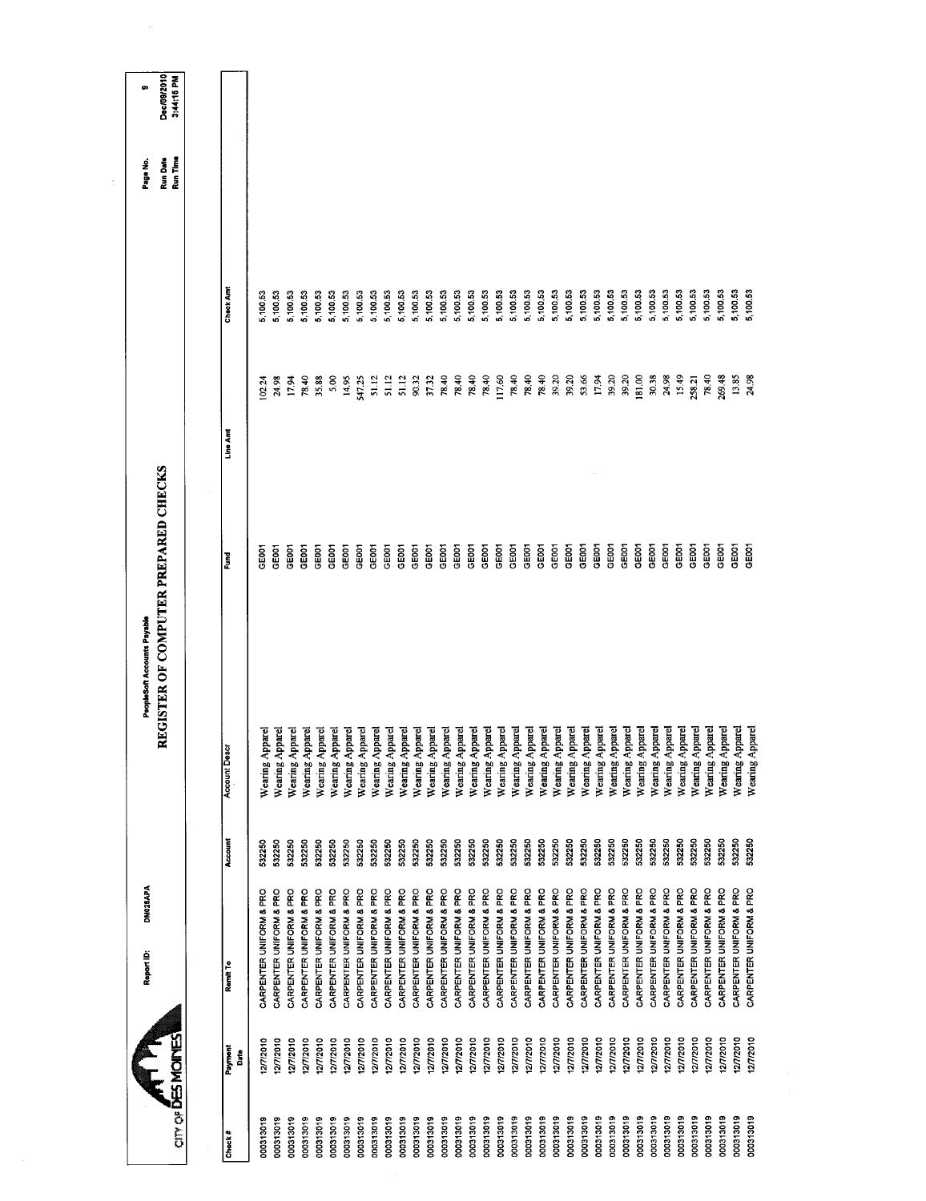CITY OF DES MOINES

Report ID: DM025APA

PeopleSoft Accounts Payable

# REGISTER OF COMPUTER PREPARED CHECKS

Run Date Dec/08/2010
Run Time 3:44:15 PM

| Check # | Payment Date | Remit To | Account | Account Descr | Fund | Line Amt | Check Amt |
|---|---|---|---|---|---|---|---|
| 000313019 | 12/7/2010 | CARPENTER UNIFORM & PRO | 532250 | Wearing Apparel | GE001 | 102.24 | 5,100.53 |
| 000313019 | 12/7/2010 | CARPENTER UNIFORM & PRO | 532250 | Wearing Apparel | GE001 | 24.98 | 5,100.53 |
| 000313019 | 12/7/2010 | CARPENTER UNIFORM & PRO | 532250 | Wearing Apparel | GE001 | 17.94 | 5,100.53 |
| 000313019 | 12/7/2010 | CARPENTER UNIFORM & PRO | 532250 | Wearing Apparel | GE001 | 78.40 | 5,100.53 |
| 000313019 | 12/7/2010 | CARPENTER UNIFORM & PRO | 532250 | Wearing Apparel | GE001 | 35.88 | 5,100.53 |
| 000313019 | 12/7/2010 | CARPENTER UNIFORM & PRO | 532250 | Wearing Apparel | GE001 | 5.00 | 5,100.53 |
| 000313019 | 12/7/2010 | CARPENTER UNIFORM & PRO | 532250 | Wearing Apparel | GE001 | 14.95 | 5,100.53 |
| 000313019 | 12/7/2010 | CARPENTER UNIFORM & PRO | 532250 | Wearing Apparel | GE001 | 547.25 | 5,100.53 |
| 000313019 | 12/7/2010 | CARPENTER UNIFORM & PRO | 532250 | Wearing Apparel | GE001 | 51.12 | 5,100.53 |
| 000313019 | 12/7/2010 | CARPENTER UNIFORM & PRO | 532250 | Wearing Apparel | GE001 | 51.12 | 5,100.53 |
| 000313019 | 12/7/2010 | CARPENTER UNIFORM & PRO | 532250 | Wearing Apparel | GE001 | 51.12 | 5,100.53 |
| 000313019 | 12/7/2010 | CARPENTER UNIFORM & PRO | 532250 | Wearing Apparel | GE001 | 90.32 | 5,100.53 |
| 000313019 | 12/7/2010 | CARPENTER UNIFORM & PRO | 532250 | Wearing Apparel | GE001 | 37.32 | 5,100.53 |
| 000313019 | 12/7/2010 | CARPENTER UNIFORM & PRO | 532250 | Wearing Apparel | GE001 | 78.40 | 5,100.53 |
| 000313019 | 12/7/2010 | CARPENTER UNIFORM & PRO | 532250 | Wearing Apparel | GE001 | 78.40 | 5,100.53 |
| 000313019 | 12/7/2010 | CARPENTER UNIFORM & PRO | 532250 | Wearing Apparel | GE001 | 78.40 | 5,100.53 |
| 000313019 | 12/7/2010 | CARPENTER UNIFORM & PRO | 532250 | Wearing Apparel | GE001 | 117.60 | 5,100.53 |
| 000313019 | 12/7/2010 | CARPENTER UNIFORM & PRO | 532250 | Wearing Apparel | GE001 | 78.40 | 5,100.53 |
| 000313019 | 12/7/2010 | CARPENTER UNIFORM & PRO | 532250 | Wearing Apparel | GE001 | 78.40 | 5,100.53 |
| 000313019 | 12/7/2010 | CARPENTER UNIFORM & PRO | 532250 | Wearing Apparel | GE001 | 39.20 | 5,100.53 |
| 000313019 | 12/7/2010 | CARPENTER UNIFORM & PRO | 532250 | Wearing Apparel | GE001 | 39.20 | 5,100.53 |
| 000313019 | 12/7/2010 | CARPENTER UNIFORM & PRO | 532250 | Wearing Apparel | GE001 | 53.66 | 5,100.53 |
| 000313019 | 12/7/2010 | CARPENTER UNIFORM & PRO | 532250 | Wearing Apparel | GE001 | 17.94 | 5,100.53 |
| 000313019 | 12/7/2010 | CARPENTER UNIFORM & PRO | 532250 | Wearing Apparel | GE001 | 39.20 | 5,100.53 |
| 000313019 | 12/7/2010 | CARPENTER UNIFORM & PRO | 532250 | Wearing Apparel | GE001 | 39.20 | 5,100.53 |
| 000313019 | 12/7/2010 | CARPENTER UNIFORM & PRO | 532250 | Wearing Apparel | GE001 | 181.00 | 5,100.53 |
| 000313019 | 12/7/2010 | CARPENTER UNIFORM & PRO | 532250 | Wearing Apparel | GE001 | 30.38 | 5,100.53 |
| 000313019 | 12/7/2010 | CARPENTER UNIFORM & PRO | 532250 | Wearing Apparel | GE001 | 24.98 | 5,100.53 |
| 000313019 | 12/7/2010 | CARPENTER UNIFORM & PRO | 532250 | Wearing Apparel | GE001 | 15.49 | 5,100.53 |
| 000313019 | 12/7/2010 | CARPENTER UNIFORM & PRO | 532250 | Wearing Apparel | GE001 | 258.21 | 5,100.53 |
| 000313019 | 12/7/2010 | CARPENTER UNIFORM & PRO | 532250 | Wearing Apparel | GE001 | 78.40 | 5,100.53 |
| 000313019 | 12/7/2010 | CARPENTER UNIFORM & PRO | 532250 | Wearing Apparel | GE001 | 269.48 | 5,100.53 |
| 000313019 | 12/7/2010 | CARPENTER UNIFORM & PRO | 532250 | Wearing Apparel | GE001 | 13.85 | 5,100.53 |
| 000313019 | 12/7/2010 | CARPENTER UNIFORM & PRO | 532250 | Wearing Apparel | GE001 | 24.98 | 5,100.53 |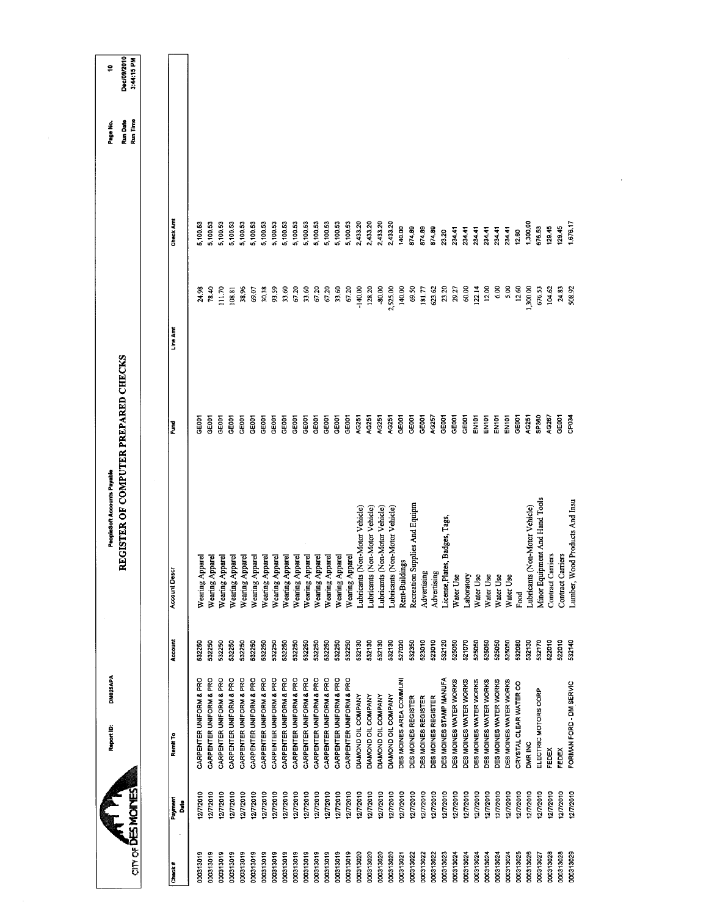CITY OF DES MOINES

Report ID: DM025APA

PeopleSoft Accounts Payable

# REGISTER OF COMPUTER PREPARED CHECKS

Page No. 10
Run Date Dec/09/2010
Run Time 3:44:15 PM

| Check # | Payment Date | Remit To | Account | Account Descr | Fund | Line Amt | Check Amt |
|---|---|---|---|---|---|---|---|
| 000313019 | 12/7/2010 | CARPENTER UNIFORM & PRO | 532250 | Wearing Apparel | GE001 | 24.98 | 5,100.53 |
| 000313019 | 12/7/2010 | CARPENTER UNIFORM & PRO | 532250 | Wearing Apparel | GE001 | 78.40 | 5,100.53 |
| 000313019 | 12/7/2010 | CARPENTER UNIFORM & PRO | 532250 | Wearing Apparel | GE001 | 111.70 | 5,100.53 |
| 000313019 | 12/7/2010 | CARPENTER UNIFORM & PRO | 532250 | Wearing Apparel | GE001 | 108.81 | 5,100.53 |
| 000313019 | 12/7/2010 | CARPENTER UNIFORM & PRO | 532250 | Wearing Apparel | GE001 | 38.96 | 5,100.53 |
| 000313019 | 12/7/2010 | CARPENTER UNIFORM & PRO | 532250 | Wearing Apparel | GE001 | 69.07 | 5,100.53 |
| 000313019 | 12/7/2010 | CARPENTER UNIFORM & PRO | 532250 | Wearing Apparel | GE001 | 30.38 | 5,100.53 |
| 000313019 | 12/7/2010 | CARPENTER UNIFORM & PRO | 532250 | Wearing Apparel | GE001 | 93.59 | 5,100.53 |
| 000313019 | 12/7/2010 | CARPENTER UNIFORM & PRO | 532250 | Wearing Apparel | GE001 | 33.60 | 5,100.53 |
| 000313019 | 12/7/2010 | CARPENTER UNIFORM & PRO | 532250 | Wearing Apparel | GE001 | 67.20 | 5,100.53 |
| 000313019 | 12/7/2010 | CARPENTER UNIFORM & PRO | 532250 | Wearing Apparel | GE001 | 33.60 | 5,100.53 |
| 000313019 | 12/7/2010 | CARPENTER UNIFORM & PRO | 532250 | Wearing Apparel | GE001 | 67.20 | 5,100.53 |
| 000313019 | 12/7/2010 | CARPENTER UNIFORM & PRO | 532250 | Wearing Apparel | GE001 | 67.20 | 5,100.53 |
| 000313019 | 12/7/2010 | CARPENTER UNIFORM & PRO | 532250 | Wearing Apparel | GE001 | 33.60 | 5,100.53 |
| 000313019 | 12/7/2010 | CARPENTER UNIFORM & PRO | 532250 | Wearing Apparel | GE001 | 67.20 | 5,100.53 |
| 000313020 | 12/7/2010 | DIAMOND OIL COMPANY | 532130 | Lubricants (Non-Motor Vehicle) | AG251 | -140.00 | 2,433.20 |
| 000313020 | 12/7/2010 | DIAMOND OIL COMPANY | 532130 | Lubricants (Non-Motor Vehicle) | AG251 | 128.20 | 2,433.20 |
| 000313020 | 12/7/2010 | DIAMOND OIL COMPANY | 532130 | Lubricants (Non-Motor Vehicle) | AG251 | -80.00 | 2,433.20 |
| 000313020 | 12/7/2010 | DIAMOND OIL COMPANY | 532130 | Lubricants (Non-Motor Vehicle) | AG251 | 2,525.00 | 2,433.20 |
| 000313021 | 12/7/2010 | DES MOINES AREA COMMUNI | 527020 | Rent-Buildings | GE001 | 140.00 | 140.00 |
| 000313022 | 12/7/2010 | DES MOINES REGISTER | 532350 | Recreation Supplies And Equipm | GE001 | 69.50 | 874.89 |
| 000313022 | 12/7/2010 | DES MOINES REGISTER | 523010 | Advertising | GE001 | 181.77 | 874.89 |
| 000313022 | 12/7/2010 | DES MOINES REGISTER | 523010 | Advertising | AG257 | 623.62 | 874.89 |
| 000313023 | 12/7/2010 | DES MOINES STAMP MANUFA | 532120 | License,Plates, Badges, Tags, | GE001 | 23.20 | 23.20 |
| 000313024 | 12/7/2010 | DES MOINES WATER WORKS | 525050 | Water Use | GE001 | 29.27 | 234.41 |
| 000313024 | 12/7/2010 | DES MOINES WATER WORKS | 521070 | Laboratory | GE001 | 60.00 | 234.41 |
| 000313024 | 12/7/2010 | DES MOINES WATER WORKS | 525050 | Water Use | EN101 | 122.14 | 234.41 |
| 000313024 | 12/7/2010 | DES MOINES WATER WORKS | 525050 | Water Use | EN101 | 12.00 | 234.41 |
| 000313024 | 12/7/2010 | DES MOINES WATER WORKS | 525050 | Water Use | EN101 | 6.00 | 234.41 |
| 000313024 | 12/7/2010 | DES MOINES WATER WORKS | 525050 | Water Use | EN101 | 5.00 | 234.41 |
| 000313025 | 12/7/2010 | CRYSTAL CLEAR WATER CO | 532080 | Food | GE001 | 12.60 | 12.60 |
| 000313026 | 12/7/2010 | DMR INC | 532130 | Lubricants (Non-Motor Vehicle) | AG251 | 1,300.00 | 1,300.00 |
| 000313027 | 12/7/2010 | ELECTRIC MOTORS CORP | 532170 | Minor Equipment And Hand Tools | SP360 | 676.53 | 676.53 |
| 000313028 | 12/7/2010 | FEDEX | 522010 | Contract Carriers | AG267 | 104.62 | 129.45 |
| 000313028 | 12/7/2010 | FEDEX | 522010 | Contract Carriers | GE001 | 24.83 | 129.45 |
| 000313029 | 12/7/2010 | FORMAN FORD - DM SERVIC | 532140 | Lumber, Wood Products And Insu | CP034 | 508.92 | 1,676.17 |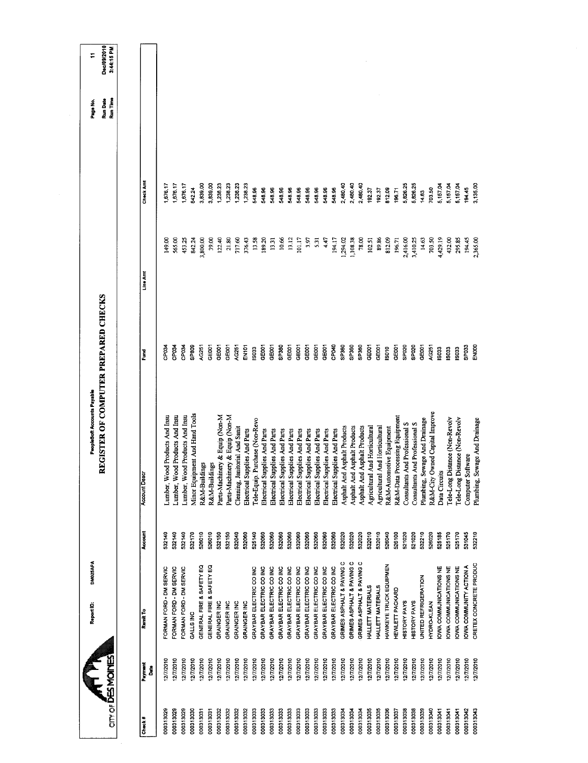CITY OF DES MOINES

Report ID: DM025APA

PeopleSoft Accounts Payable

# REGISTER OF COMPUTER PREPARED CHECKS

Page No. 11
Run Date Dec/09/2010
Run Time 3:44:15 PM

| Check # | Payment Date | Remit To | Account | Account Descr | Fund | Line Amt | Check Amt |
|---|---|---|---|---|---|---|---|
| 000313029 | 12/7/2010 | FORMAN FORD - DM SERVIC | 532140 | Lumber, Wood Products And Insu | CP034 | 149.00 | 1,676.17 |
| 000313029 | 12/7/2010 | FORMAN FORD - DM SERVIC | 532140 | Lumber, Wood Products And Insu | CP034 | 565.00 | 1,676.17 |
| 000313029 | 12/7/2010 | FORMAN FORD - DM SERVIC | 532140 | Lumber, Wood Products And Insu | CP034 | 453.25 | 1,676.17 |
| 000313030 | 12/7/2010 | GALLS INC | 532170 | Minor Equipment And Hand Tools | SP809 | 842.24 | 842.24 |
| 000313031 | 12/7/2010 | GENERAL FIRE & SAFETY EQ | 526010 | R&M-Buildings | AG251 | 3,800.00 | 3,839.00 |
| 000313031 | 12/7/2010 | GENERAL FIRE & SAFETY EQ | 526010 | R&M-Buildings | GE001 | 39.00 | 3,839.00 |
| 000313032 | 12/7/2010 | GRAINGER INC | 532150 | Parts-Machinery & Equip (Non-M | GE001 | 122.40 | 1,238.23 |
| 000313032 | 12/7/2010 | GRAINGER INC | 532150 | Parts-Machinery & Equip (Non-M | GE001 | 21.80 | 1,238.23 |
| 000313032 | 12/7/2010 | GRAINGER INC | 532040 | Cleaning, Janitorial And Sanit | AG251 | 717.60 | 1,238.23 |
| 000313032 | 12/7/2010 | GRAINGER INC | 532060 | Electrical Supplies And Parts | EN101 | 376.43 | 1,238.23 |
| 000313033 | 12/7/2010 | GRAYBAR ELECTRIC CO INC | 525140 | Tele-Equip. Purchase (Non-Revo | IS033 | 13.58 | 548.96 |
| 000313033 | 12/7/2010 | GRAYBAR ELECTRIC CO INC | 532060 | Electrical Supplies And Parts | GE001 | 189.20 | 548.96 |
| 000313033 | 12/7/2010 | GRAYBAR ELECTRIC CO INC | 532060 | Electrical Supplies And Parts | GE001 | 13.31 | 548.96 |
| 000313033 | 12/7/2010 | GRAYBAR ELECTRIC CO INC | 532060 | Electrical Supplies And Parts | SP360 | 10.66 | 548.96 |
| 000313033 | 12/7/2010 | GRAYBAR ELECTRIC CO INC | 532060 | Electrical Supplies And Parts | GE001 | 13.12 | 548.96 |
| 000313033 | 12/7/2010 | GRAYBAR ELECTRIC CO INC | 532060 | Electrical Supplies And Parts | GE001 | 101.17 | 548.96 |
| 000313033 | 12/7/2010 | GRAYBAR ELECTRIC CO INC | 532060 | Electrical Supplies And Parts | GE001 | 3.97 | 548.96 |
| 000313033 | 12/7/2010 | GRAYBAR ELECTRIC CO INC | 532060 | Electrical Supplies And Parts | GE001 | 5.31 | 548.96 |
| 000313033 | 12/7/2010 | GRAYBAR ELECTRIC CO INC | 532060 | Electrical Supplies And Parts | GE001 | 4.47 | 548.96 |
| 000313033 | 12/7/2010 | GRAYBAR ELECTRIC CO INC | 532060 | Electrical Supplies And Parts | CP040 | 194.17 | 548.96 |
| 000313034 | 12/7/2010 | GRIMES ASPHALT & PAVING C | 532020 | Asphalt And Asphalt Products | SP360 | 1,294.02 | 2,480.40 |
| 000313034 | 12/7/2010 | GRIMES ASPHALT & PAVING C | 532020 | Asphalt And Asphalt Products | SP360 | 1,108.38 | 2,480.40 |
| 000313034 | 12/7/2010 | GRIMES ASPHALT & PAVING C | 532020 | Asphalt And Asphalt Products | SP360 | 78.00 | 2,480.40 |
| 000313035 | 12/7/2010 | HALLETT MATERIALS | 532010 | Agricultural And Horticultural | GE001 | 102.51 | 192.37 |
| 000313035 | 12/7/2010 | HALLETT MATERIALS | 532010 | Agricultural And Horticultural | GE001 | 89.86 | 192.37 |
| 000313036 | 12/7/2010 | HAWKEYE TRUCK EQUIPMEN | 526040 | R&M-Automotive Equipment | IS010 | 812.09 | 812.09 |
| 000313037 | 12/7/2010 | HEWLETT PACKARD | 526100 | R&M-Data Processing Equipment | GE001 | 196.71 | 196.71 |
| 000313038 | 12/7/2010 | HISTORY PAYS | 521020 | Consultants And Professional S | SP020 | 2,416.00 | 5,826.25 |
| 000313038 | 12/7/2010 | HISTORY PAYS | 521020 | Consultants And Professional S | SP020 | 3,410.25 | 5,826.25 |
| 000313039 | 12/7/2010 | UNITED REFRIGERATION | 532210 | Plumbing, Sewage And Drainage | GE001 | 14.63 | 14.63 |
| 000313040 | 12/7/2010 | HYDRO-KLEAN | 526020 | R&M-City Owned Capital Improve | AG251 | 703.50 | 703.50 |
| 000313041 | 12/7/2010 | IOWA COMMUNICATIONS NE | 525185 | Data Circuits | IS033 | 4,429.19 | 5,157.04 |
| 000313041 | 12/7/2010 | IOWA COMMUNICATIONS NE | 525170 | Tele-Long Distance (Non-Revolv | IS033 | 432.00 | 5,157.04 |
| 000313041 | 12/7/2010 | IOWA COMMUNICATIONS NE | 525170 | Tele-Long Distance (Non-Revolv | IS033 | 295.85 | 5,157.04 |
| 000313042 | 12/7/2010 | IOWA COMMUNITY ACTION A | 531045 | Computer Software | SP033 | 194.45 | 194.45 |
| 000313043 | 12/7/2010 | CRETEX CONCRETE PRODUC | 532210 | Plumbing, Sewage And Drainage | EN000 | 2,365.00 | 3,135.00 |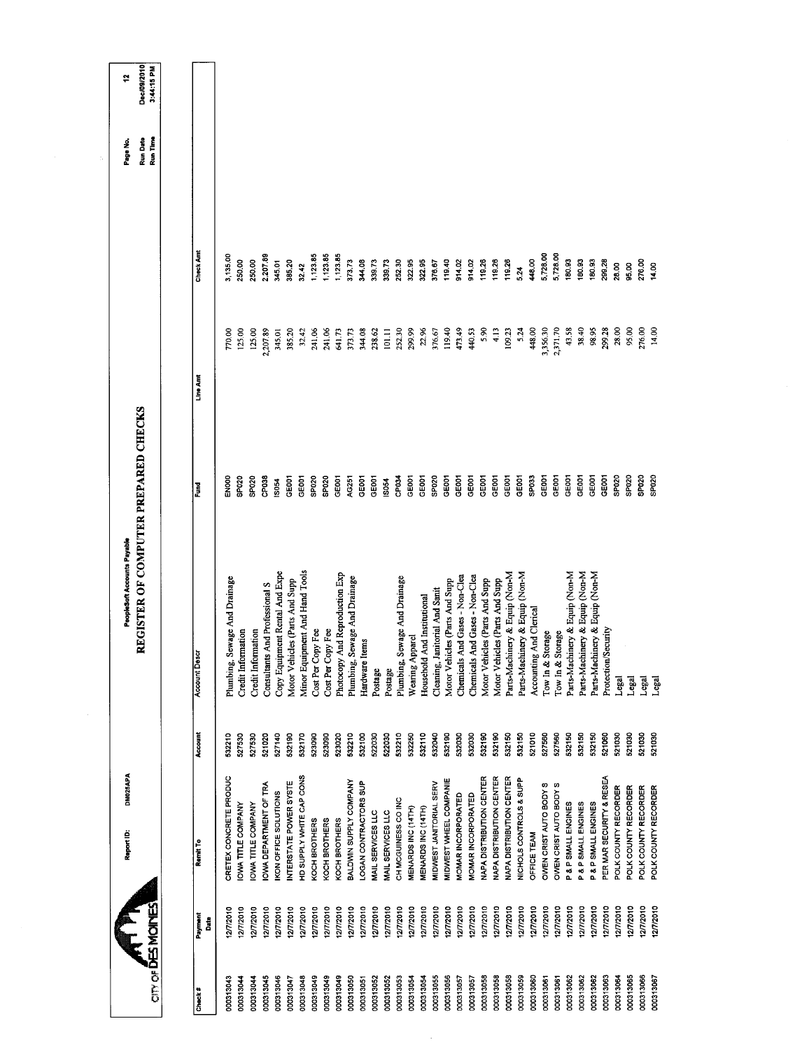# REGISTER OF COMPUTER PREPARED CHECKS

PeopleSoft Accounts Payable

Report ID: DM025APA

CITY OF DES MOINES

| Check # | Payment Date | Remit To | Account | Account Descr | Fund | Line Amt | Check Amt |
|---|---|---|---|---|---|---|---|
| 000313043 | 12/7/2010 | CRETEX CONCRETE PRODUC | 532210 | Plumbing, Sewage And Drainage | EN000 | 770.00 | 3,135.00 |
| 000313044 | 12/7/2010 | IOWA TITLE COMPANY | 527530 | Credit Information | SP020 | 125.00 | 250.00 |
| 000313044 | 12/7/2010 | IOWA TITLE COMPANY | 527530 | Credit Information | SP020 | 125.00 | 250.00 |
| 000313045 | 12/7/2010 | IOWA DEPARTMENT OF TRA | 521020 | Consultants And Professional S | CP038 | 2,207.89 | 2,207.89 |
| 000313046 | 12/7/2010 | IKON OFFICE SOLUTIONS | 527140 | Copy Equipment Rental And Expe | IS054 | 345.01 | 345.01 |
| 000313047 | 12/7/2010 | INTERSTATE POWER SYSTE | 532190 | Motor Vehicles (Parts And Supp | GE001 | 385.20 | 385.20 |
| 000313048 | 12/7/2010 | HD SUPPLY WHITE CAP CONS | 532170 | Minor Equipment And Hand Tools | GE001 | 32.42 | 32.42 |
| 000313049 | 12/7/2010 | KOCH BROTHERS | 523090 | Cost Per Copy Fee | SP020 | 241.06 | 1,123.85 |
| 000313049 | 12/7/2010 | KOCH BROTHERS | 523090 | Cost Per Copy Fee | SP020 | 241.06 | 1,123.85 |
| 000313049 | 12/7/2010 | KOCH BROTHERS | 523020 | Photocopy And Reproduction Exp | GE001 | 641.73 | 1,123.85 |
| 000313050 | 12/7/2010 | BALDWIN SUPPLY COMPANY | 532210 | Plumbing, Sewage And Drainage | AG251 | 373.73 | 373.73 |
| 000313051 | 12/7/2010 | LOGAN CONTRACTORS SUP | 532100 | Hardware Items | GE001 | 344.08 | 344.08 |
| 000313052 | 12/7/2010 | MAIL SERVICES LLC | 522030 | Postage | GE001 | 238.62 | 339.73 |
| 000313052 | 12/7/2010 | MAIL SERVICES LLC | 522030 | Postage | IS054 | 101.11 | 339.73 |
| 000313053 | 12/7/2010 | CH MCGUINESS CO INC | 532210 | Plumbing, Sewage And Drainage | CP034 | 252.30 | 252.30 |
| 000313054 | 12/7/2010 | MENARDS INC (14TH) | 532250 | Wearing Apparel | GE001 | 299.99 | 322.95 |
| 000313054 | 12/7/2010 | MENARDS INC (14TH) | 532110 | Household And Institutional | GE001 | 22.96 | 322.95 |
| 000313055 | 12/7/2010 | MIDWEST JANITORIAL SERV | 532040 | Cleaning, Janitorial And Sanit | SP020 | 376.67 | 376.67 |
| 000313056 | 12/7/2010 | MIDWEST WHEEL COMPANIE | 532190 | Motor Vehicles (Parts And Supp | GE001 | 119.40 | 119.40 |
| 000313057 | 12/7/2010 | MOMAR INCORPORATED | 532030 | Chemicals And Gases - Non-Clea | GE001 | 473.49 | 914.02 |
| 000313057 | 12/7/2010 | MOMAR INCORPORATED | 532030 | Chemicals And Gases - Non-Clea | GE001 | 440.53 | 914.02 |
| 000313058 | 12/7/2010 | NAPA DISTRIBUTION CENTER | 532190 | Motor Vehicles (Parts And Supp | GE001 | 5.90 | 119.26 |
| 000313058 | 12/7/2010 | NAPA DISTRIBUTION CENTER | 532190 | Motor Vehicles (Parts And Supp | GE001 | 4.13 | 119.26 |
| 000313058 | 12/7/2010 | NAPA DISTRIBUTION CENTER | 532150 | Parts-Machinery & Equip (Non-M | GE001 | 109.23 | 119.26 |
| 000313059 | 12/7/2010 | NICHOLS CONTROLS & SUPP | 532150 | Parts-Machinery & Equip (Non-M | GE001 | 5.24 | 5.24 |
| 000313060 | 12/7/2010 | OFFICE TEAM | 521010 | Accounting And Clerical | SP033 | 448.00 | 448.00 |
| 000313061 | 12/7/2010 | OWEN CRIST AUTO BODY S | 527560 | Tow In & Storage | GE001 | 3,356.30 | 5,728.00 |
| 000313061 | 12/7/2010 | OWEN CRIST AUTO BODY S | 527560 | Tow In & Storage | GE001 | 2,371.70 | 5,728.00 |
| 000313062 | 12/7/2010 | P & P SMALL ENGINES | 532150 | Parts-Machinery & Equip (Non-M | GE001 | 43.58 | 180.93 |
| 000313062 | 12/7/2010 | P & P SMALL ENGINES | 532150 | Parts-Machinery & Equip (Non-M | GE001 | 38.40 | 180.93 |
| 000313062 | 12/7/2010 | P & P SMALL ENGINES | 532150 | Parts-Machinery & Equip (Non-M | GE001 | 98.95 | 180.93 |
| 000313063 | 12/7/2010 | PER MAR SECURITY & RESEA | 521060 | Protection/Security | GE001 | 299.28 | 299.28 |
| 000313064 | 12/7/2010 | POLK COUNTY RECORDER | 521030 | Legal | SP020 | 28.00 | 28.00 |
| 000313065 | 12/7/2010 | POLK COUNTY RECORDER | 521030 | Legal | SP020 | 95.00 | 95.00 |
| 000313066 | 12/7/2010 | POLK COUNTY RECORDER | 521030 | Legal | SP020 | 276.00 | 276.00 |
| 000313067 | 12/7/2010 | POLK COUNTY RECORDER | 521030 | Legal | SP020 | 14.00 | 14.00 |

Page No. 12
Run Date Dec/09/2010
Run Time 3:44:15 PM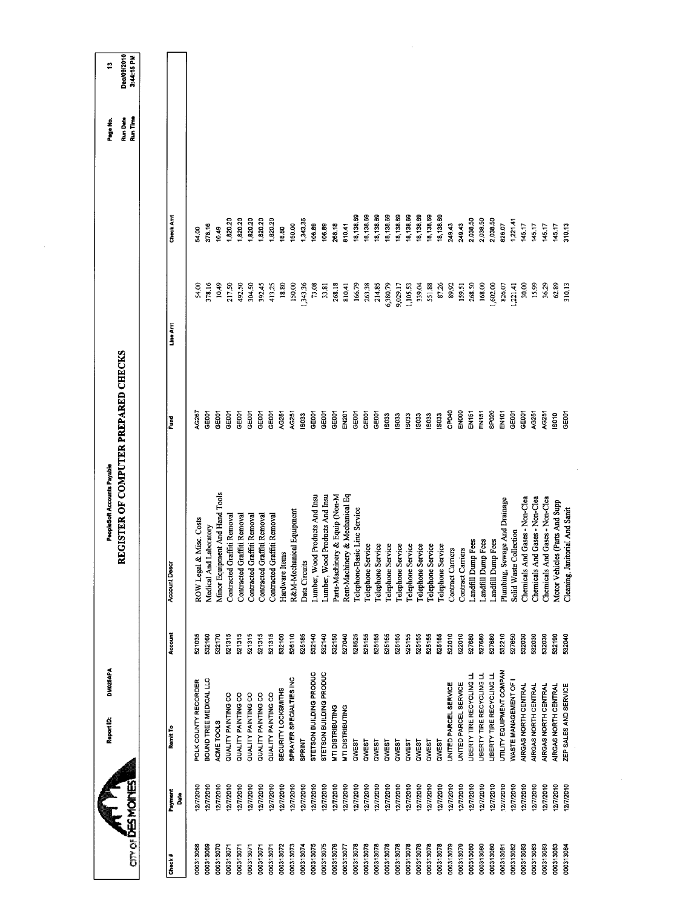# REGISTER OF COMPUTER PREPARED CHECKS

PeopleSoft Accounts Payable

CITY OF DES MOINES

Report ID: DM025APA

Run Date Dec/09/2010
Run Time 3:44:15 PM

| Check # | Payment Date | Remit To | Account | Account Descr | Fund | Line Amt | Check Amt |
|---|---|---|---|---|---|---|---|
| 000313068 | 12/7/2010 | POLK COUNTY RECORDER | 521035 | ROW Legal & Misc. Costs | AG267 | 54.00 | 54.00 |
| 000313069 | 12/7/2010 | BOUND TREE MEDICAL LLC | 532160 | Medical And Laboratory | GE001 | 378.16 | 378.16 |
| 000313070 | 12/7/2010 | ACME TOOLS | 532170 | Minor Equipment And Hand Tools | GE001 | 10.49 | 10.49 |
| 000313071 | 12/7/2010 | QUALITY PAINTING CO | 521315 | Contracted Graffiti Removal | GE001 | 217.50 | 1,820.20 |
| 000313071 | 12/7/2010 | QUALITY PAINTING CO | 521315 | Contracted Graffiti Removal | GE001 | 492.50 | 1,820.20 |
| 000313071 | 12/7/2010 | QUALITY PAINTING CO | 521315 | Contracted Graffiti Removal | GE001 | 304.50 | 1,820.20 |
| 000313071 | 12/7/2010 | QUALITY PAINTING CO | 521315 | Contracted Graffiti Removal | GE001 | 392.45 | 1,820.20 |
| 000313071 | 12/7/2010 | QUALITY PAINTING CO | 521315 | Contracted Graffiti Removal | GE001 | 413.25 | 1,820.20 |
| 000313072 | 12/7/2010 | SECURITY LOCKSMITHS | 532100 | Hardware Items | AG251 | 18.80 | 18.80 |
| 000313073 | 12/7/2010 | SPRAYER SPECIALTIES INC | 526110 | R&M-Mechanical Equipment | AG251 | 150.00 | 150.00 |
| 000313074 | 12/7/2010 | SPRINT | 525185 | Data Circuits | IS033 | 1,343.36 | 1,343.36 |
| 000313075 | 12/7/2010 | STETSON BUILDING PRODUC | 532140 | Lumber, Wood Products And Insu | GE001 | 73.08 | 106.89 |
| 000313075 | 12/7/2010 | STETSON BUILDING PRODUC | 532140 | Lumber, Wood Products And Insu | GE001 | 33.81 | 106.89 |
| 000313076 | 12/7/2010 | MTI DISTRIBUTING | 532150 | Parts-Machinery & Equip (Non-M | GE001 | 268.18 | 268.18 |
| 000313077 | 12/7/2010 | MTI DISTRIBUTING | 527040 | Rent-Machinery & Mechanical Eq | EN201 | 810.41 | 810.41 |
| 000313078 | 12/7/2010 | QWEST | 528525 | Telephone-Basic Line Service | GE001 | 166.79 | 18,138.69 |
| 000313078 | 12/7/2010 | QWEST | 525155 | Telephone Service | GE001 | 263.38 | 18,138.69 |
| 000313078 | 12/7/2010 | QWEST | 525155 | Telephone Service | GE001 | 214.85 | 18,138.69 |
| 000313078 | 12/7/2010 | QWEST | 525155 | Telephone Service | IS033 | 6,380.79 | 18,138.69 |
| 000313078 | 12/7/2010 | QWEST | 525155 | Telephone Service | IS033 | 9,029.17 | 18,138.69 |
| 000313078 | 12/7/2010 | QWEST | 525155 | Telephone Service | IS033 | 1,105.53 | 18,138.69 |
| 000313078 | 12/7/2010 | QWEST | 525155 | Telephone Service | IS033 | 339.04 | 18,138.69 |
| 000313078 | 12/7/2010 | QWEST | 525155 | Telephone Service | IS033 | 551.88 | 18,138.69 |
| 000313078 | 12/7/2010 | QWEST | 525155 | Telephone Service | IS033 | 87.26 | 18,138.69 |
| 000313079 | 12/7/2010 | UNITED PARCEL SERVICE | 522010 | Contract Carriers | CP040 | 89.92 | 249.43 |
| 000313079 | 12/7/2010 | UNITED PARCEL SERVICE | 522010 | Contract Carriers | EN000 | 159.51 | 249.43 |
| 000313080 | 12/7/2010 | LIBERTY TIRE RECYCLING LL | 527680 | Landfill Dump Fees | EN151 | 268.50 | 2,038.50 |
| 000313080 | 12/7/2010 | LIBERTY TIRE RECYCLING LL | 527680 | Landfill Dump Fees | EN151 | 168.00 | 2,038.50 |
| 000313080 | 12/7/2010 | LIBERTY TIRE RECYCLING LL | 527680 | Landfill Dump Fees | SP020 | 1,602.00 | 2,038.50 |
| 000313081 | 12/7/2010 | UTILITY EQUIPMENT COMPAN | 532210 | Plumbing, Sewage And Drainage | EN101 | 826.07 | 826.07 |
| 000313082 | 12/7/2010 | WASTE MANAGEMENT OF I | 527650 | Solid Waste Collection | GE001 | 1,221.41 | 1,221.41 |
| 000313083 | 12/7/2010 | AIRGAS NORTH CENTRAL | 532030 | Chemicals And Gases - Non-Clea | AG251 | 30.00 | 145.17 |
| 000313083 | 12/7/2010 | AIRGAS NORTH CENTRAL | 532030 | Chemicals And Gases - Non-Clea | AG251 | 15.99 | 145.17 |
| 000313083 | 12/7/2010 | AIRGAS NORTH CENTRAL | 532030 | Chemicals And Gases - Non-Clea | AG251 | 36.29 | 145.17 |
| 000313083 | 12/7/2010 | AIRGAS NORTH CENTRAL | 532190 | Motor Vehicles (Parts And Supp | IS010 | 62.89 | 145.17 |
| 000313084 | 12/7/2010 | ZEP SALES AND SERVICE | 532040 | Cleaning, Janitorial And Sanit | GE001 | 310.13 | 310.13 |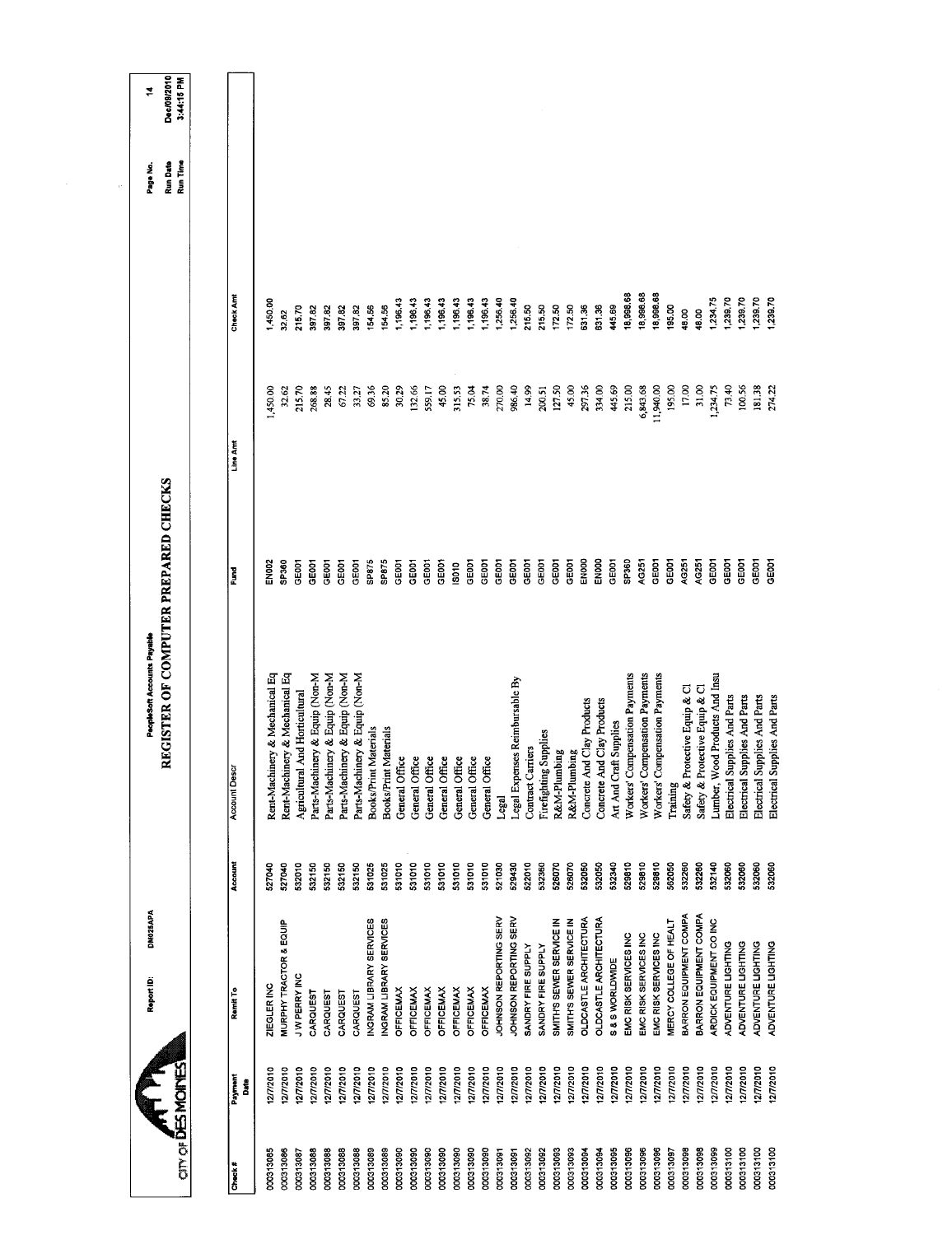CITY OF DES MOINES

Report ID: DM025APA

PeopleSoft Accounts Payable

# REGISTER OF COMPUTER PREPARED CHECKS

Run Date Dec/08/2010
Run Time 3:44:15 PM

| Check # | Payment Date | Remit To | Account | Account Descr | Fund | Line Amt | Check Amt |
|---|---|---|---|---|---|---|---|
| 000313085 | 12/7/2010 | ZIEGLER INC | 527040 | Rent-Machinery & Mechanical Eq | EN002 | 1,450.00 | 1,450.00 |
| 000313086 | 12/7/2010 | MURPHY TRACTOR & EQUIP | 527040 | Rent-Machinery & Mechanical Eq | SP360 | 32.62 | 32.62 |
| 000313087 | 12/7/2010 | J W PERRY INC | 532010 | Agricultural And Horticultural | GE001 | 215.70 | 215.70 |
| 000313088 | 12/7/2010 | CARQUEST | 532150 | Parts-Machinery & Equip (Non-M | GE001 | 268.88 | 397.82 |
| 000313088 | 12/7/2010 | CARQUEST | 532150 | Parts-Machinery & Equip (Non-M | GE001 | 28.45 | 397.82 |
| 000313088 | 12/7/2010 | CARQUEST | 532150 | Parts-Machinery & Equip (Non-M | GE001 | 67.22 | 397.82 |
| 000313088 | 12/7/2010 | CARQUEST | 532150 | Parts-Machinery & Equip (Non-M | GE001 | 33.27 | 397.82 |
| 000313089 | 12/7/2010 | INGRAM LIBRARY SERVICES | 531025 | Books/Print Materials | SP875 | 69.36 | 154.56 |
| 000313089 | 12/7/2010 | INGRAM LIBRARY SERVICES | 531025 | Books/Print Materials | SP875 | 85.20 | 154.56 |
| 000313090 | 12/7/2010 | OFFICEMAX | 531010 | General Office | GE001 | 30.29 | 1,196.43 |
| 000313090 | 12/7/2010 | OFFICEMAX | 531010 | General Office | GE001 | 132.66 | 1,196.43 |
| 000313090 | 12/7/2010 | OFFICEMAX | 531010 | General Office | GE001 | 559.17 | 1,196.43 |
| 000313090 | 12/7/2010 | OFFICEMAX | 531010 | General Office | GE001 | 45.00 | 1,196.43 |
| 000313090 | 12/7/2010 | OFFICEMAX | 531010 | General Office | IS010 | 315.53 | 1,196.43 |
| 000313090 | 12/7/2010 | OFFICEMAX | 531010 | General Office | GE001 | 75.04 | 1,196.43 |
| 000313090 | 12/7/2010 | OFFICEMAX | 531010 | General Office | GE001 | 38.74 | 1,196.43 |
| 000313091 | 12/7/2010 | JOHNSON REPORTING SERV | 521030 | Legal | GE001 | 270.00 | 1,256.40 |
| 000313091 | 12/7/2010 | JOHNSON REPORTING SERV | 529430 | Legal Expenses Reimbursable By | GE001 | 986.40 | 1,256.40 |
| 000313092 | 12/7/2010 | SANDRY FIRE SUPPLY | 522010 | Contract Carriers | GE001 | 14.99 | 215.50 |
| 000313092 | 12/7/2010 | SANDRY FIRE SUPPLY | 532360 | Firefighting Supplies | GE001 | 200.51 | 215.50 |
| 000313093 | 12/7/2010 | SMITH'S SEWER SERVICE IN | 526070 | R&M-Plumbing | GE001 | 127.50 | 172.50 |
| 000313093 | 12/7/2010 | SMITH'S SEWER SERVICE IN | 526070 | R&M-Plumbing | GE001 | 45.00 | 172.50 |
| 000313094 | 12/7/2010 | OLDCASTLE ARCHITECTURA | 532050 | Concrete And Clay Products | EN000 | 297.36 | 631.36 |
| 000313094 | 12/7/2010 | OLDCASTLE ARCHITECTURA | 532050 | Concrete And Clay Products | EN000 | 334.00 | 631.36 |
| 000313095 | 12/7/2010 | S & S WORLDWIDE | 532340 | Art And Craft Supplies | GE001 | 445.69 | 445.69 |
| 000313096 | 12/7/2010 | EMC RISK SERVICES INC | 529810 | Workers' Compensation Payments | SP360 | 215.00 | 18,998.68 |
| 000313096 | 12/7/2010 | EMC RISK SERVICES INC | 529810 | Workers' Compensation Payments | AG251 | 6,843.68 | 18,998.68 |
| 000313096 | 12/7/2010 | EMC RISK SERVICES INC | 529810 | Workers' Compensation Payments | GE001 | 11,940.00 | 18,998.68 |
| 000313097 | 12/7/2010 | MERCY COLLEGE OF HEALT | 552050 | Training | GE001 | 195.00 | 195.00 |
| 000313098 | 12/7/2010 | BARRON EQUIPMENT COMPA | 532260 | Safety & Protective Equip & Cl | AG251 | 17.00 | 48.00 |
| 000313098 | 12/7/2010 | BARRON EQUIPMENT COMPA | 532260 | Safety & Protective Equip & Cl | AG251 | 31.00 | 48.00 |
| 000313099 | 12/7/2010 | ARDICK EQUIPMENT CO INC | 532140 | Lumber, Wood Products And Insu | GE001 | 1,234.75 | 1,234.75 |
| 000313100 | 12/7/2010 | ADVENTURE LIGHTING | 532060 | Electrical Supplies And Parts | GE001 | 73.40 | 1,239.70 |
| 000313100 | 12/7/2010 | ADVENTURE LIGHTING | 532060 | Electrical Supplies And Parts | GE001 | 100.56 | 1,239.70 |
| 000313100 | 12/7/2010 | ADVENTURE LIGHTING | 532060 | Electrical Supplies And Parts | GE001 | 181.38 | 1,239.70 |
| 000313100 | 12/7/2010 | ADVENTURE LIGHTING | 532060 | Electrical Supplies And Parts | GE001 | 274.22 | 1,239.70 |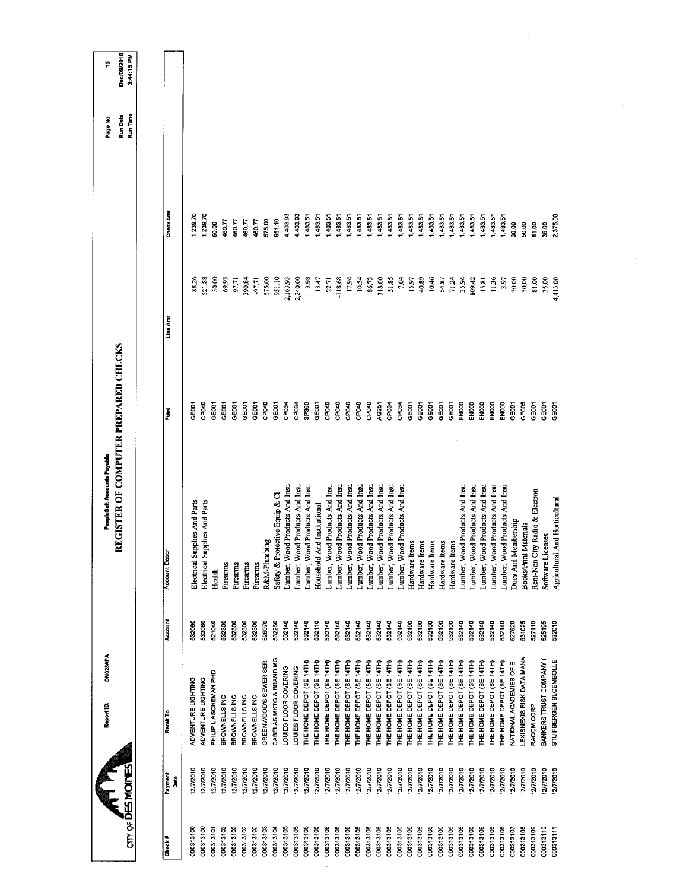CITY OF DES MOINES

Report ID: DM025APA

PeopleSoft Accounts Payable

# REGISTER OF COMPUTER PREPARED CHECKS

Page No. 15
Run Date Dec/09/2010
Run Time 3:44:15 PM

| Check # | Payment Date | Remit To | Account | Account Descr | Fund | Line Amt | Check Amt |
|---|---|---|---|---|---|---|---|
| 00313100 | 12/7/2010 | ADVENTURE LIGHTING | 532060 | Electrical Supplies And Parts | GE001 | 88.26 | 1,239.70 |
| 00313100 | 12/7/2010 | ADVENTURE LIGHTING | 532060 | Electrical Supplies And Parts | CP040 | 521.88 | 1,239.70 |
| 00313101 | 12/7/2010 | PHILIP L ASCHEMAN PHD | 521040 | Health | GE001 | 50.00 | 50.00 |
| 00313102 | 12/7/2010 | BROWNELLS INC | 532300 | Firearms | GE001 | 69.93 | 460.77 |
| 00313102 | 12/7/2010 | BROWNELLS INC | 532300 | Firearms | GE001 | 97.71 | 460.77 |
| 00313102 | 12/7/2010 | BROWNELLS INC | 532300 | Firearms | GE001 | 390.84 | 460.77 |
| 00313102 | 12/7/2010 | BROWNELLS INC | 532300 | Firearms | GE001 | -97.71 | 460.77 |
| 00313103 | 12/7/2010 | GREENWOOD'S SEWER SER | 526070 | R&M-Plumbing | CP040 | 575.00 | 575.00 |
| 00313104 | 12/7/2010 | CABELAS MKTG & BRAND MG | 532260 | Safety & Protective Equip & Cl | GE001 | 951.10 | 951.10 |
| 00313105 | 12/7/2010 | LOUIES FLOOR COVERING | 532140 | Lumber, Wood Products And Insu | CP034 | 2,163.93 | 4,403.93 |
| 00313105 | 12/7/2010 | LOUIES FLOOR COVERING | 532140 | Lumber, Wood Products And Insu | CP034 | 2,240.00 | 4,403.93 |
| 00313106 | 12/7/2010 | THE HOME DEPOT (SE 14TH) | 532140 | Lumber, Wood Products And Insu | SP360 | 3.98 | 1,483.51 |
| 00313106 | 12/7/2010 | THE HOME DEPOT (SE 14TH) | 532110 | Household And Institutional | GE001 | 13.47 | 1,483.51 |
| 00313106 | 12/7/2010 | THE HOME DEPOT (SE 14TH) | 532140 | Lumber, Wood Products And Insu | CP040 | 22.71 | 1,483.51 |
| 00313106 | 12/7/2010 | THE HOME DEPOT (SE 14TH) | 532140 | Lumber, Wood Products And Insu | CP040 | -118.68 | 1,483.51 |
| 00313106 | 12/7/2010 | THE HOME DEPOT (SE 14TH) | 532140 | Lumber, Wood Products And Insu | CP040 | 17.94 | 1,483.51 |
| 00313106 | 12/7/2010 | THE HOME DEPOT (SE 14TH) | 532140 | Lumber, Wood Products And Insu | CP040 | 10.54 | 1,483.51 |
| 00313106 | 12/7/2010 | THE HOME DEPOT (SE 14TH) | 532140 | Lumber, Wood Products And Insu | CP040 | 86.73 | 1,483.51 |
| 00313106 | 12/7/2010 | THE HOME DEPOT (SE 14TH) | 532140 | Lumber, Wood Products And Insu | AG251 | 318.00 | 1,483.51 |
| 00313106 | 12/7/2010 | THE HOME DEPOT (SE 14TH) | 532140 | Lumber, Wood Products And Insu | CP034 | 51.85 | 1,483.51 |
| 00313106 | 12/7/2010 | THE HOME DEPOT (SE 14TH) | 532140 | Lumber, Wood Products And Insu | CP034 | 7.04 | 1,483.51 |
| 00313106 | 12/7/2010 | THE HOME DEPOT (SE 14TH) | 532100 | Hardware Items | GE001 | 15.97 | 1,483.51 |
| 00313106 | 12/7/2010 | THE HOME DEPOT (SE 14TH) | 532100 | Hardware Items | GE001 | 40.89 | 1,483.51 |
| 00313106 | 12/7/2010 | THE HOME DEPOT (SE 14TH) | 532100 | Hardware Items | GE001 | 10.46 | 1,483.51 |
| 00313106 | 12/7/2010 | THE HOME DEPOT (SE 14TH) | 532100 | Hardware Items | GE001 | 54.87 | 1,483.51 |
| 00313106 | 12/7/2010 | THE HOME DEPOT (SE 14TH) | 532100 | Hardware Items | GE001 | 71.24 | 1,483.51 |
| 00313106 | 12/7/2010 | THE HOME DEPOT (SE 14TH) | 532140 | Lumber, Wood Products And Insu | EN000 | 35.94 | 1,483.51 |
| 00313106 | 12/7/2010 | THE HOME DEPOT (SE 14TH) | 532140 | Lumber, Wood Products And Insu | EN000 | 809.42 | 1,483.51 |
| 00313106 | 12/7/2010 | THE HOME DEPOT (SE 14TH) | 532140 | Lumber, Wood Products And Insu | EN000 | 15.81 | 1,483.51 |
| 00313106 | 12/7/2010 | THE HOME DEPOT (SE 14TH) | 532140 | Lumber, Wood Products And Insu | EN000 | 11.36 | 1,483.51 |
| 00313106 | 12/7/2010 | THE HOME DEPOT (SE 14TH) | 532140 | Lumber, Wood Products And Insu | EN000 | 3.97 | 1,483.51 |
| 00313107 | 12/7/2010 | NATIONAL ACADEMIES OF E | 527520 | Dues And Membership | GE001 | 30.00 | 30.00 |
| 00313108 | 12/7/2010 | LEXISNEXIS RISK DATA MANA | 531025 | Books/Print Materials | GE005 | 50.00 | 50.00 |
| 00313109 | 12/7/2010 | RACOM CORP | 527110 | Rent-Non City Radio & Electron | GE001 | 81.00 | 81.00 |
| 00313110 | 12/7/2010 | BANKERS TRUST COMPANY ( | 525195 | Software Licenses | GE001 | 35.00 | 35.00 |
| 00313111 | 12/7/2010 | STUIFBERGEN BLOEMBOLLE | 532010 | Agricultural And Horticultural | GE001 | 4,415.00 | 2,375.00 |